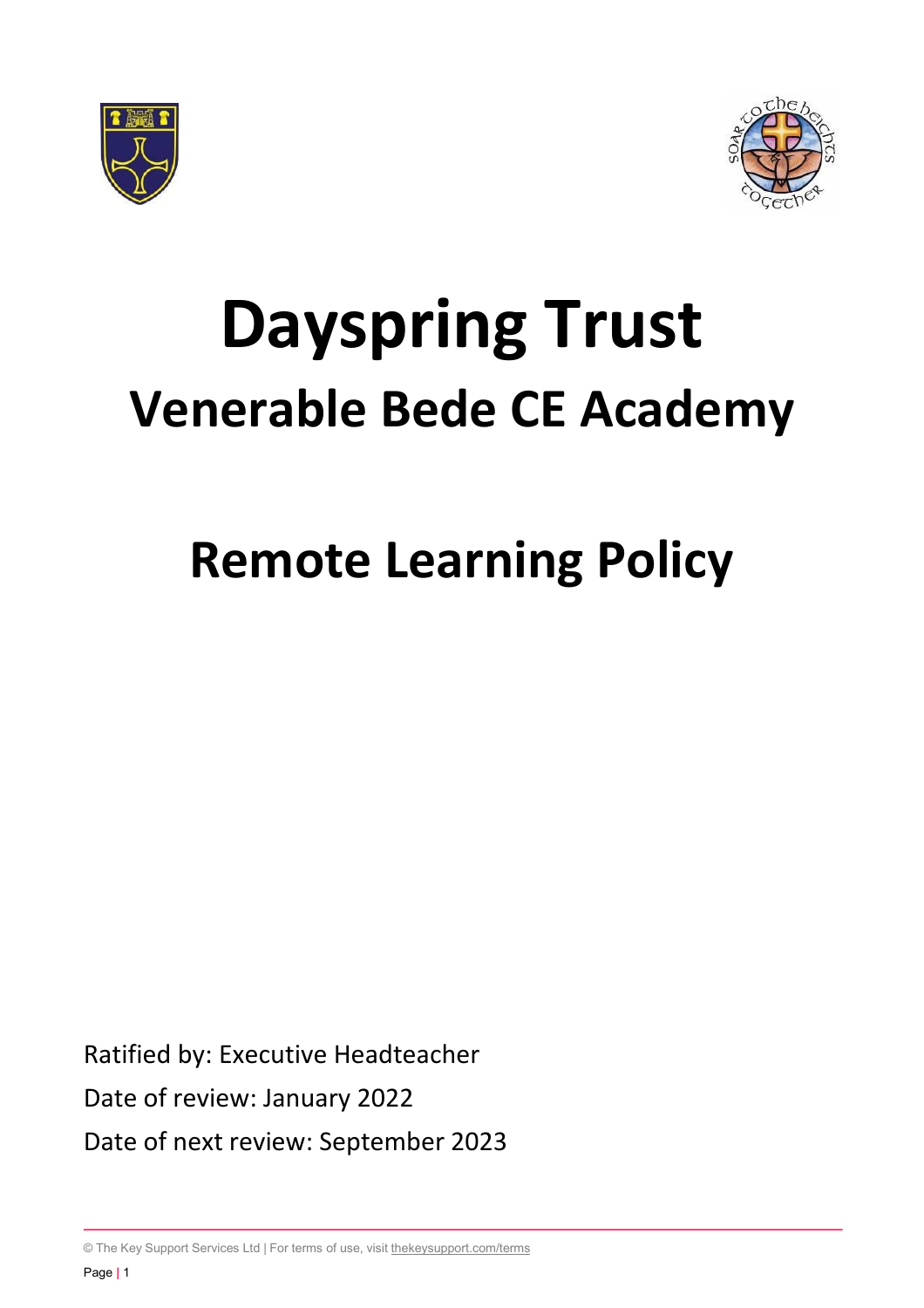# Dayspring Trust

## Venerable Bede CE Academy

# Remote Learning Policy

Ratified by: Executive Headteacher

Date of review: January 2022

Date of next review: September 2023

© The Key Support Services Ltd | For terms of use, visit thekeysupport.com/terms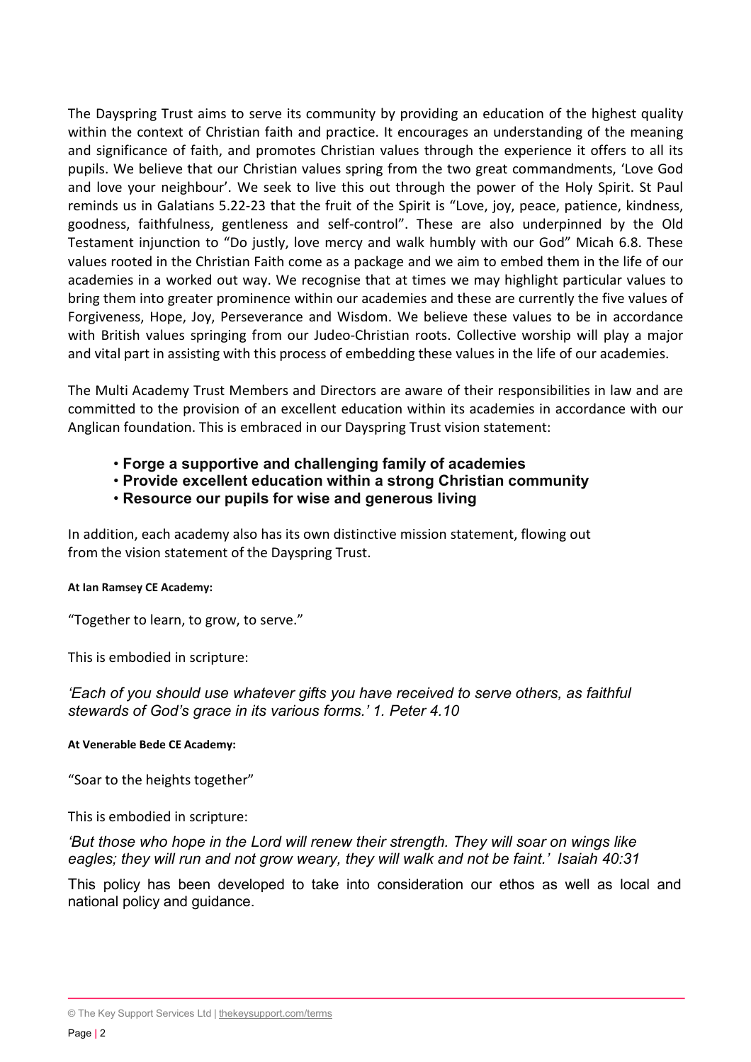The Dayspring Trust aims to serve its community by providing an education of the highest quality within the context of Christian faith and practice. It encourages an understanding of the meaning and significance of faith, and promotes Christian values through the experience it offers to all its pupils. We believe that our Christian values spring from the two great commandments, 'Love God and love your neighbour'. We seek to live this out through the power of the Holy Spirit. St Paul reminds us in Galatians 5.22-23 that the fruit of the Spirit is "Love, joy, peace, patience, kindness, goodness, faithfulness, gentleness and self-control". These are also underpinned by the Old Testament injunction to "Do justly, love mercy and walk humbly with our God" Micah 6.8. These values rooted in the Christian Faith come as a package and we aim to embed them in the life of our academies in a worked out way. We recognise that at times we may highlight particular values to bring them into greater prominence within our academies and these are currently the five values of Forgiveness, Hope, Joy, Perseverance and Wisdom. We believe these values to be in accordance with British values springing from our Judeo-Christian roots. Collective worship will play a major and vital part in assisting with this process of embedding these values in the life of our academies.

The Multi Academy Trust Members and Directors are aware of their responsibilities in law and are committed to the provision of an excellent education within its academies in accordance with our Anglican foundation. This is embraced in our Dayspring Trust vision statement:

- **Forge a supportive and challenging family of academies**
- **Provide excellent education within a strong Christian community**
- **Resource our pupils for wise and generous living**

In addition, each academy also has its own distinctive mission statement, flowing out from the vision statement of the Dayspring Trust.

**At Ian Ramsey CE Academy:**

"Together to learn, to grow, to serve."

This is embodied in scripture:

*'Each of you should use whatever gifts you have received to serve others, as faithful stewards of God's grace in its various forms.' 1. Peter 4.10*

**At Venerable Bede CE Academy:**

"Soar to the heights together"

This is embodied in scripture:

*'But those who hope in the Lord will renew their strength. They will soar on wings like eagles; they will run and not grow weary, they will walk and not be faint.' Isaiah 40:31*

This policy has been developed to take into consideration our ethos as well as local and national policy and guidance.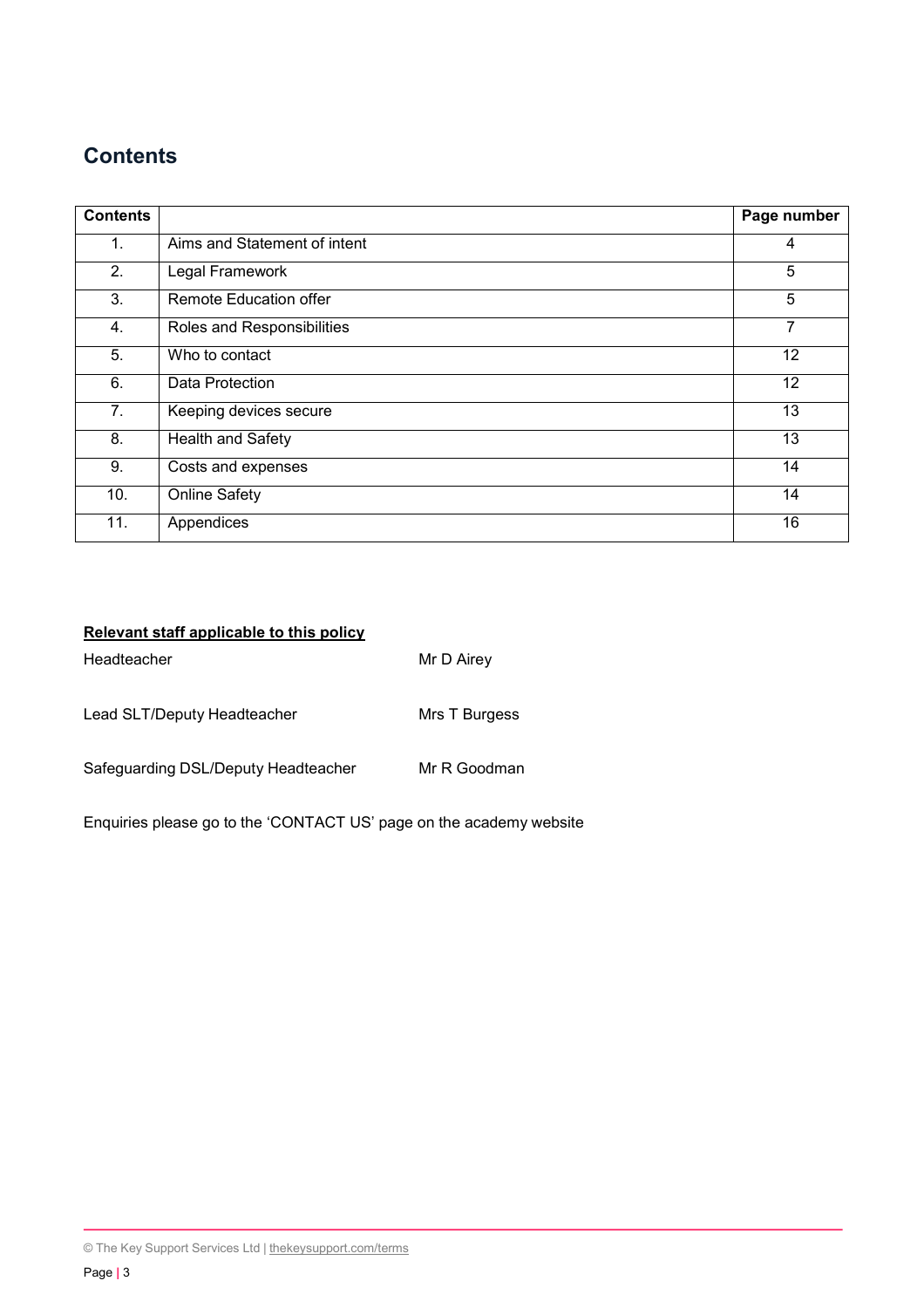## Contents

| Contents | | Page number |
|---|---|---|
| 1. | Aims and Statement of intent | 4 |
| 2. | Legal Framework | 5 |
| 3. | Remote Education offer | 5 |
| 4. | Roles and Responsibilities | 7 |
| 5. | Who to contact | 12 |
| 6. | Data Protection | 12 |
| 7. | Keeping devices secure | 13 |
| 8. | Health and Safety | 13 |
| 9. | Costs and expenses | 14 |
| 10. | Online Safety | 14 |
| 11. | Appendices | 16 |

**Relevant staff applicable to this policy**

Headteacher — Mr D Airey

Lead SLT/Deputy Headteacher — Mrs T Burgess

Safeguarding DSL/Deputy Headteacher — Mr R Goodman

Enquiries please go to the 'CONTACT US' page on the academy website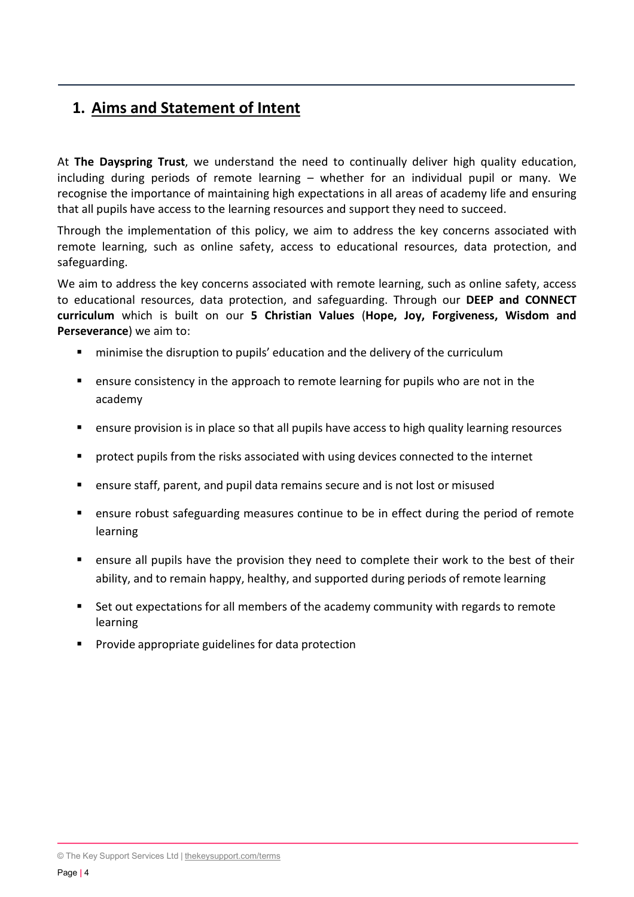## 1. Aims and Statement of Intent

At **The Dayspring Trust**, we understand the need to continually deliver high quality education, including during periods of remote learning – whether for an individual pupil or many. We recognise the importance of maintaining high expectations in all areas of academy life and ensuring that all pupils have access to the learning resources and support they need to succeed.

Through the implementation of this policy, we aim to address the key concerns associated with remote learning, such as online safety, access to educational resources, data protection, and safeguarding.

We aim to address the key concerns associated with remote learning, such as online safety, access to educational resources, data protection, and safeguarding. Through our **DEEP and CONNECT curriculum** which is built on our **5 Christian Values** (**Hope, Joy, Forgiveness, Wisdom and Perseverance**) we aim to:

- minimise the disruption to pupils' education and the delivery of the curriculum
- ensure consistency in the approach to remote learning for pupils who are not in the academy
- ensure provision is in place so that all pupils have access to high quality learning resources
- protect pupils from the risks associated with using devices connected to the internet
- ensure staff, parent, and pupil data remains secure and is not lost or misused
- ensure robust safeguarding measures continue to be in effect during the period of remote learning
- ensure all pupils have the provision they need to complete their work to the best of their ability, and to remain happy, healthy, and supported during periods of remote learning
- Set out expectations for all members of the academy community with regards to remote learning
- Provide appropriate guidelines for data protection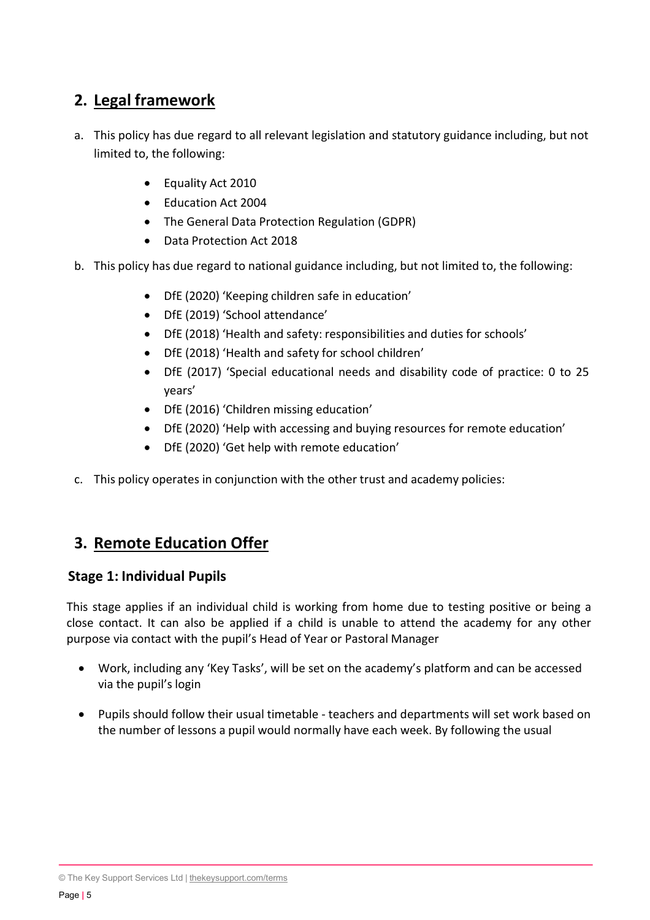## 2. Legal framework

a. This policy has due regard to all relevant legislation and statutory guidance including, but not limited to, the following:

- Equality Act 2010
- Education Act 2004
- The General Data Protection Regulation (GDPR)
- Data Protection Act 2018

b. This policy has due regard to national guidance including, but not limited to, the following:

- DfE (2020) 'Keeping children safe in education'
- DfE (2019) 'School attendance'
- DfE (2018) 'Health and safety: responsibilities and duties for schools'
- DfE (2018) 'Health and safety for school children'
- DfE (2017) 'Special educational needs and disability code of practice: 0 to 25 years'
- DfE (2016) 'Children missing education'
- DfE (2020) 'Help with accessing and buying resources for remote education'
- DfE (2020) 'Get help with remote education'

c. This policy operates in conjunction with the other trust and academy policies:

## 3. Remote Education Offer

### Stage 1: Individual Pupils

This stage applies if an individual child is working from home due to testing positive or being a close contact. It can also be applied if a child is unable to attend the academy for any other purpose via contact with the pupil's Head of Year or Pastoral Manager

- Work, including any 'Key Tasks', will be set on the academy's platform and can be accessed via the pupil's login
- Pupils should follow their usual timetable - teachers and departments will set work based on the number of lessons a pupil would normally have each week. By following the usual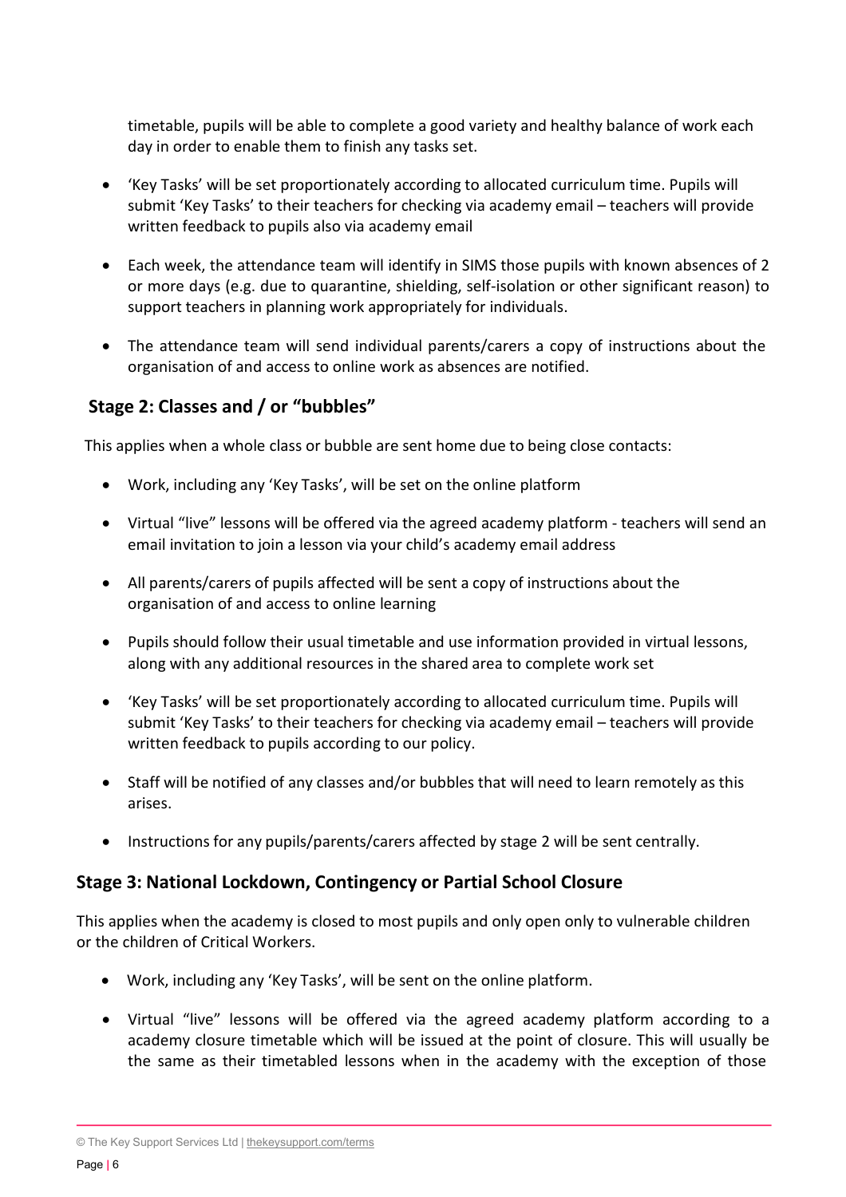timetable, pupils will be able to complete a good variety and healthy balance of work each day in order to enable them to finish any tasks set.

- 'Key Tasks' will be set proportionately according to allocated curriculum time. Pupils will submit 'Key Tasks' to their teachers for checking via academy email – teachers will provide written feedback to pupils also via academy email
- Each week, the attendance team will identify in SIMS those pupils with known absences of 2 or more days (e.g. due to quarantine, shielding, self-isolation or other significant reason) to support teachers in planning work appropriately for individuals.
- The attendance team will send individual parents/carers a copy of instructions about the organisation of and access to online work as absences are notified.

## Stage 2: Classes and / or "bubbles"

This applies when a whole class or bubble are sent home due to being close contacts:

- Work, including any 'Key Tasks', will be set on the online platform
- Virtual "live" lessons will be offered via the agreed academy platform - teachers will send an email invitation to join a lesson via your child's academy email address
- All parents/carers of pupils affected will be sent a copy of instructions about the organisation of and access to online learning
- Pupils should follow their usual timetable and use information provided in virtual lessons, along with any additional resources in the shared area to complete work set
- 'Key Tasks' will be set proportionately according to allocated curriculum time. Pupils will submit 'Key Tasks' to their teachers for checking via academy email – teachers will provide written feedback to pupils according to our policy.
- Staff will be notified of any classes and/or bubbles that will need to learn remotely as this arises.
- Instructions for any pupils/parents/carers affected by stage 2 will be sent centrally.

## Stage 3: National Lockdown, Contingency or Partial School Closure

This applies when the academy is closed to most pupils and only open only to vulnerable children or the children of Critical Workers.

- Work, including any 'Key Tasks', will be sent on the online platform.
- Virtual "live" lessons will be offered via the agreed academy platform according to a academy closure timetable which will be issued at the point of closure. This will usually be the same as their timetabled lessons when in the academy with the exception of those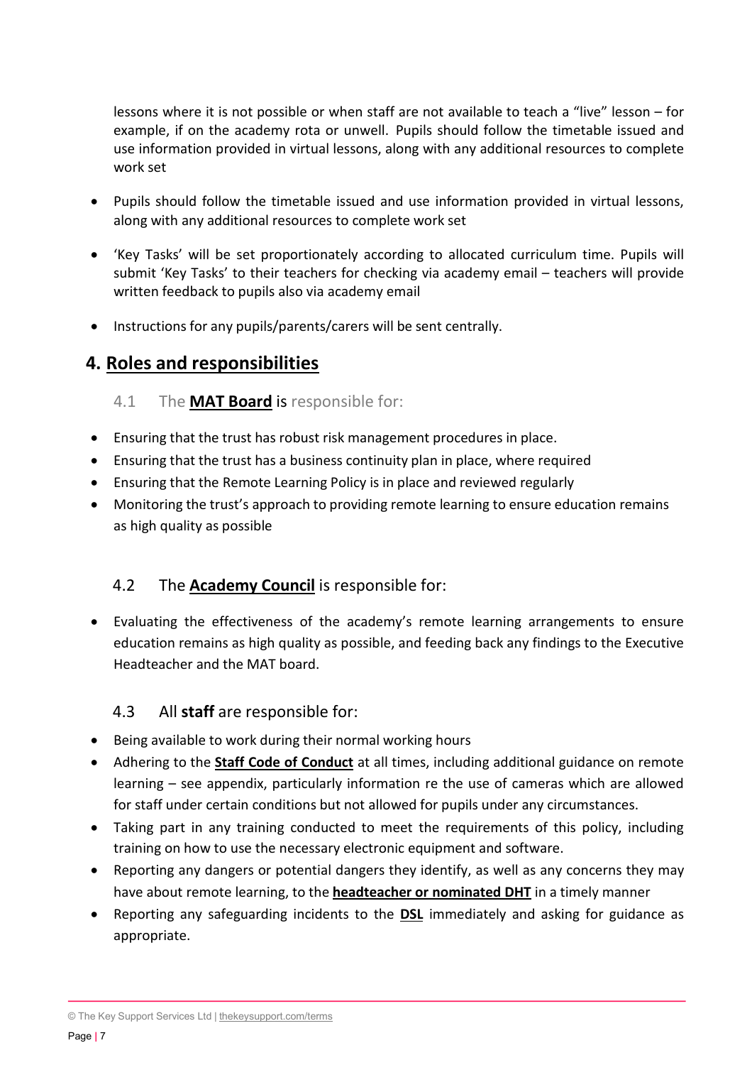lessons where it is not possible or when staff are not available to teach a "live" lesson – for example, if on the academy rota or unwell. Pupils should follow the timetable issued and use information provided in virtual lessons, along with any additional resources to complete work set

- Pupils should follow the timetable issued and use information provided in virtual lessons, along with any additional resources to complete work set
- 'Key Tasks' will be set proportionately according to allocated curriculum time. Pupils will submit 'Key Tasks' to their teachers for checking via academy email – teachers will provide written feedback to pupils also via academy email
- Instructions for any pupils/parents/carers will be sent centrally.

## 4. Roles and responsibilities

### 4.1 The **MAT Board** is responsible for:

- Ensuring that the trust has robust risk management procedures in place.
- Ensuring that the trust has a business continuity plan in place, where required
- Ensuring that the Remote Learning Policy is in place and reviewed regularly
- Monitoring the trust's approach to providing remote learning to ensure education remains as high quality as possible

### 4.2 The **Academy Council** is responsible for:

- Evaluating the effectiveness of the academy's remote learning arrangements to ensure education remains as high quality as possible, and feeding back any findings to the Executive Headteacher and the MAT board.

### 4.3 All **staff** are responsible for:

- Being available to work during their normal working hours
- Adhering to the **Staff Code of Conduct** at all times, including additional guidance on remote learning – see appendix, particularly information re the use of cameras which are allowed for staff under certain conditions but not allowed for pupils under any circumstances.
- Taking part in any training conducted to meet the requirements of this policy, including training on how to use the necessary electronic equipment and software.
- Reporting any dangers or potential dangers they identify, as well as any concerns they may have about remote learning, to the **headteacher or nominated DHT** in a timely manner
- Reporting any safeguarding incidents to the **DSL** immediately and asking for guidance as appropriate.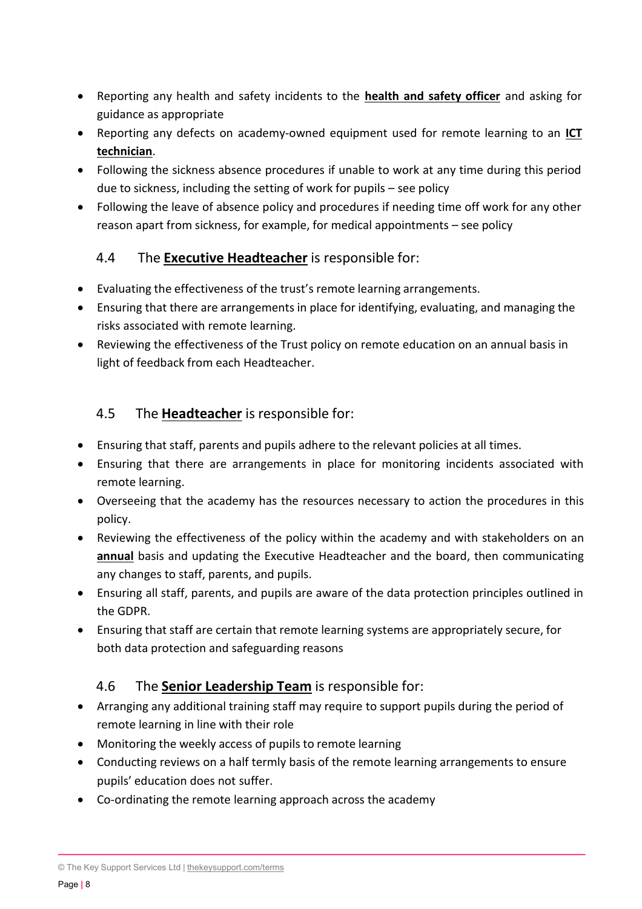- Reporting any health and safety incidents to the **health and safety officer** and asking for guidance as appropriate
- Reporting any defects on academy-owned equipment used for remote learning to an **ICT technician**.
- Following the sickness absence procedures if unable to work at any time during this period due to sickness, including the setting of work for pupils – see policy
- Following the leave of absence policy and procedures if needing time off work for any other reason apart from sickness, for example, for medical appointments – see policy

### 4.4 The **Executive Headteacher** is responsible for:

- Evaluating the effectiveness of the trust's remote learning arrangements.
- Ensuring that there are arrangements in place for identifying, evaluating, and managing the risks associated with remote learning.
- Reviewing the effectiveness of the Trust policy on remote education on an annual basis in light of feedback from each Headteacher.

### 4.5 The **Headteacher** is responsible for:

- Ensuring that staff, parents and pupils adhere to the relevant policies at all times.
- Ensuring that there are arrangements in place for monitoring incidents associated with remote learning.
- Overseeing that the academy has the resources necessary to action the procedures in this policy.
- Reviewing the effectiveness of the policy within the academy and with stakeholders on an **annual** basis and updating the Executive Headteacher and the board, then communicating any changes to staff, parents, and pupils.
- Ensuring all staff, parents, and pupils are aware of the data protection principles outlined in the GDPR.
- Ensuring that staff are certain that remote learning systems are appropriately secure, for both data protection and safeguarding reasons

### 4.6 The **Senior Leadership Team** is responsible for:

- Arranging any additional training staff may require to support pupils during the period of remote learning in line with their role
- Monitoring the weekly access of pupils to remote learning
- Conducting reviews on a half termly basis of the remote learning arrangements to ensure pupils' education does not suffer.
- Co-ordinating the remote learning approach across the academy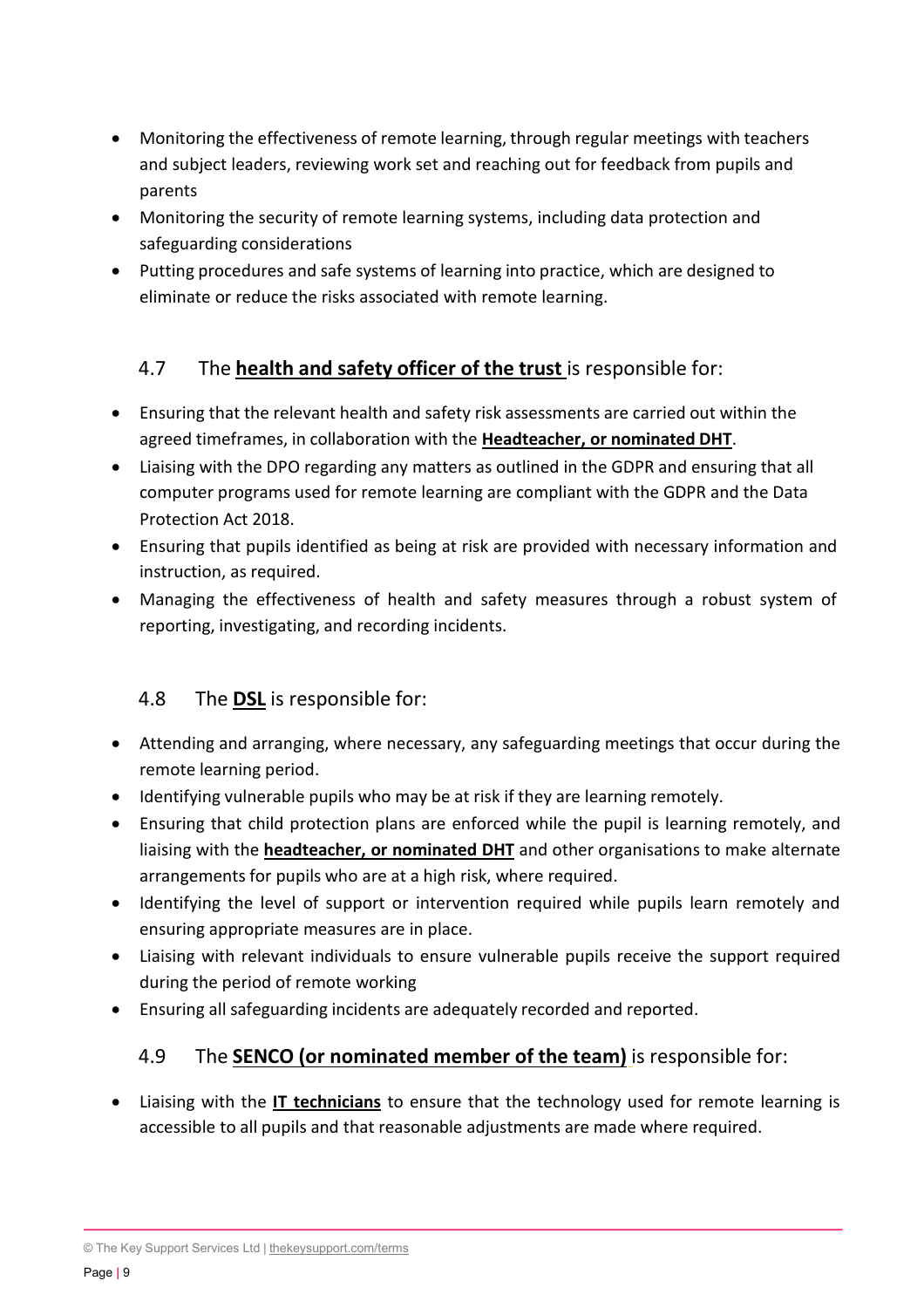- Monitoring the effectiveness of remote learning, through regular meetings with teachers and subject leaders, reviewing work set and reaching out for feedback from pupils and parents
- Monitoring the security of remote learning systems, including data protection and safeguarding considerations
- Putting procedures and safe systems of learning into practice, which are designed to eliminate or reduce the risks associated with remote learning.

## 4.7 The **health and safety officer of the trust** is responsible for:

- Ensuring that the relevant health and safety risk assessments are carried out within the agreed timeframes, in collaboration with the **Headteacher, or nominated DHT**.
- Liaising with the DPO regarding any matters as outlined in the GDPR and ensuring that all computer programs used for remote learning are compliant with the GDPR and the Data Protection Act 2018.
- Ensuring that pupils identified as being at risk are provided with necessary information and instruction, as required.
- Managing the effectiveness of health and safety measures through a robust system of reporting, investigating, and recording incidents.

## 4.8 The **DSL** is responsible for:

- Attending and arranging, where necessary, any safeguarding meetings that occur during the remote learning period.
- Identifying vulnerable pupils who may be at risk if they are learning remotely.
- Ensuring that child protection plans are enforced while the pupil is learning remotely, and liaising with the **headteacher, or nominated DHT** and other organisations to make alternate arrangements for pupils who are at a high risk, where required.
- Identifying the level of support or intervention required while pupils learn remotely and ensuring appropriate measures are in place.
- Liaising with relevant individuals to ensure vulnerable pupils receive the support required during the period of remote working
- Ensuring all safeguarding incidents are adequately recorded and reported.

## 4.9 The **SENCO (or nominated member of the team)** is responsible for:

- Liaising with the **IT technicians** to ensure that the technology used for remote learning is accessible to all pupils and that reasonable adjustments are made where required.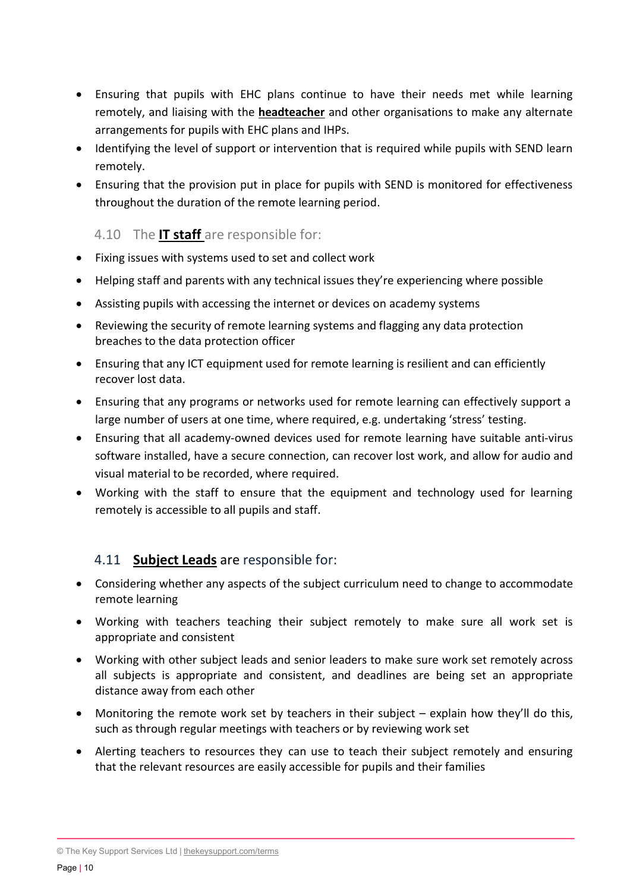- Ensuring that pupils with EHC plans continue to have their needs met while learning remotely, and liaising with the **headteacher** and other organisations to make any alternate arrangements for pupils with EHC plans and IHPs.
- Identifying the level of support or intervention that is required while pupils with SEND learn remotely.
- Ensuring that the provision put in place for pupils with SEND is monitored for effectiveness throughout the duration of the remote learning period.

### 4.10 The **IT staff** are responsible for:

- Fixing issues with systems used to set and collect work
- Helping staff and parents with any technical issues they're experiencing where possible
- Assisting pupils with accessing the internet or devices on academy systems
- Reviewing the security of remote learning systems and flagging any data protection breaches to the data protection officer
- Ensuring that any ICT equipment used for remote learning is resilient and can efficiently recover lost data.
- Ensuring that any programs or networks used for remote learning can effectively support a large number of users at one time, where required, e.g. undertaking 'stress' testing.
- Ensuring that all academy-owned devices used for remote learning have suitable anti-virus software installed, have a secure connection, can recover lost work, and allow for audio and visual material to be recorded, where required.
- Working with the staff to ensure that the equipment and technology used for learning remotely is accessible to all pupils and staff.

### 4.11 **Subject Leads** are responsible for:

- Considering whether any aspects of the subject curriculum need to change to accommodate remote learning
- Working with teachers teaching their subject remotely to make sure all work set is appropriate and consistent
- Working with other subject leads and senior leaders to make sure work set remotely across all subjects is appropriate and consistent, and deadlines are being set an appropriate distance away from each other
- Monitoring the remote work set by teachers in their subject – explain how they'll do this, such as through regular meetings with teachers or by reviewing work set
- Alerting teachers to resources they can use to teach their subject remotely and ensuring that the relevant resources are easily accessible for pupils and their families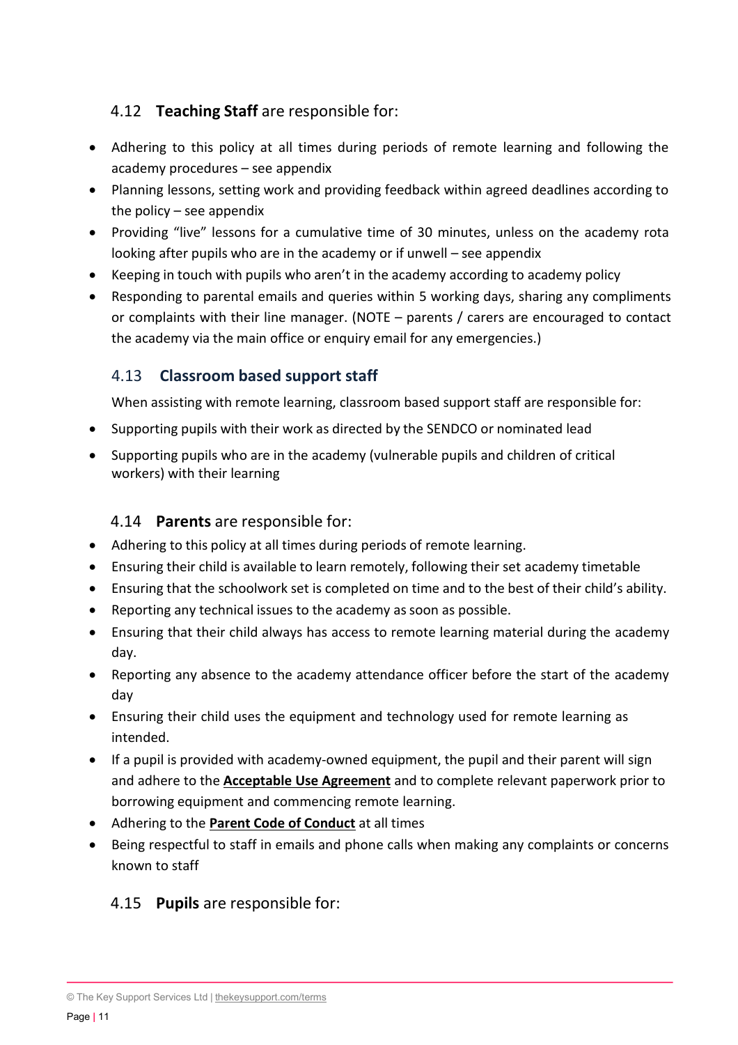### 4.12 **Teaching Staff** are responsible for:

- Adhering to this policy at all times during periods of remote learning and following the academy procedures – see appendix
- Planning lessons, setting work and providing feedback within agreed deadlines according to the policy – see appendix
- Providing "live" lessons for a cumulative time of 30 minutes, unless on the academy rota looking after pupils who are in the academy or if unwell – see appendix
- Keeping in touch with pupils who aren't in the academy according to academy policy
- Responding to parental emails and queries within 5 working days, sharing any compliments or complaints with their line manager. (NOTE – parents / carers are encouraged to contact the academy via the main office or enquiry email for any emergencies.)

### 4.13 **Classroom based support staff**

When assisting with remote learning, classroom based support staff are responsible for:

- Supporting pupils with their work as directed by the SENDCO or nominated lead
- Supporting pupils who are in the academy (vulnerable pupils and children of critical workers) with their learning

### 4.14 **Parents** are responsible for:

- Adhering to this policy at all times during periods of remote learning.
- Ensuring their child is available to learn remotely, following their set academy timetable
- Ensuring that the schoolwork set is completed on time and to the best of their child's ability.
- Reporting any technical issues to the academy as soon as possible.
- Ensuring that their child always has access to remote learning material during the academy day.
- Reporting any absence to the academy attendance officer before the start of the academy day
- Ensuring their child uses the equipment and technology used for remote learning as intended.
- If a pupil is provided with academy-owned equipment, the pupil and their parent will sign and adhere to the **Acceptable Use Agreement** and to complete relevant paperwork prior to borrowing equipment and commencing remote learning.
- Adhering to the **Parent Code of Conduct** at all times
- Being respectful to staff in emails and phone calls when making any complaints or concerns known to staff

### 4.15 **Pupils** are responsible for: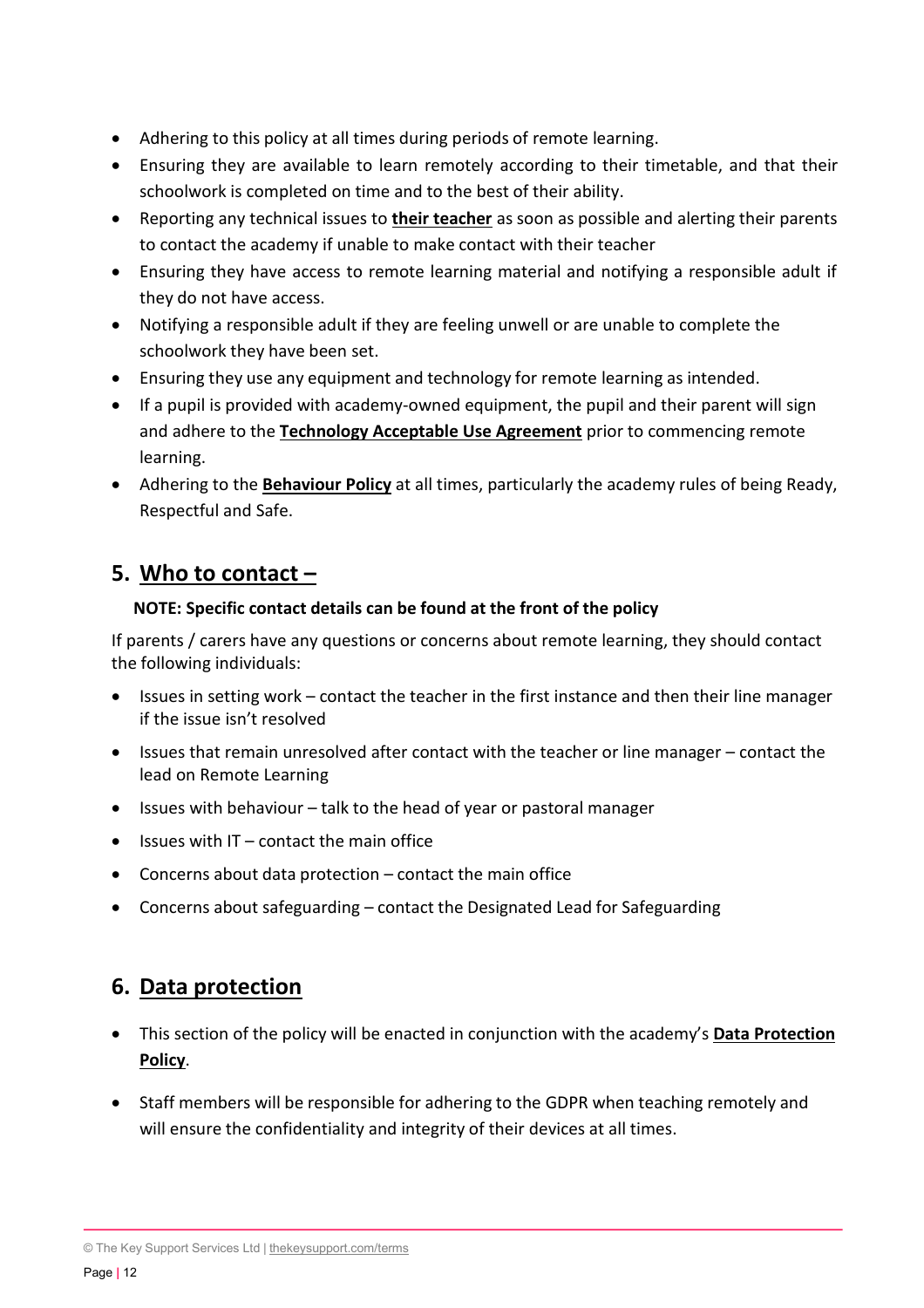- Adhering to this policy at all times during periods of remote learning.
- Ensuring they are available to learn remotely according to their timetable, and that their schoolwork is completed on time and to the best of their ability.
- Reporting any technical issues to **their teacher** as soon as possible and alerting their parents to contact the academy if unable to make contact with their teacher
- Ensuring they have access to remote learning material and notifying a responsible adult if they do not have access.
- Notifying a responsible adult if they are feeling unwell or are unable to complete the schoolwork they have been set.
- Ensuring they use any equipment and technology for remote learning as intended.
- If a pupil is provided with academy-owned equipment, the pupil and their parent will sign and adhere to the **Technology Acceptable Use Agreement** prior to commencing remote learning.
- Adhering to the **Behaviour Policy** at all times, particularly the academy rules of being Ready, Respectful and Safe.

## 5. Who to contact –

**NOTE: Specific contact details can be found at the front of the policy**

If parents / carers have any questions or concerns about remote learning, they should contact the following individuals:

- Issues in setting work – contact the teacher in the first instance and then their line manager if the issue isn't resolved
- Issues that remain unresolved after contact with the teacher or line manager – contact the lead on Remote Learning
- Issues with behaviour – talk to the head of year or pastoral manager
- Issues with IT – contact the main office
- Concerns about data protection – contact the main office
- Concerns about safeguarding – contact the Designated Lead for Safeguarding

## 6. Data protection

- This section of the policy will be enacted in conjunction with the academy's **Data Protection Policy**.
- Staff members will be responsible for adhering to the GDPR when teaching remotely and will ensure the confidentiality and integrity of their devices at all times.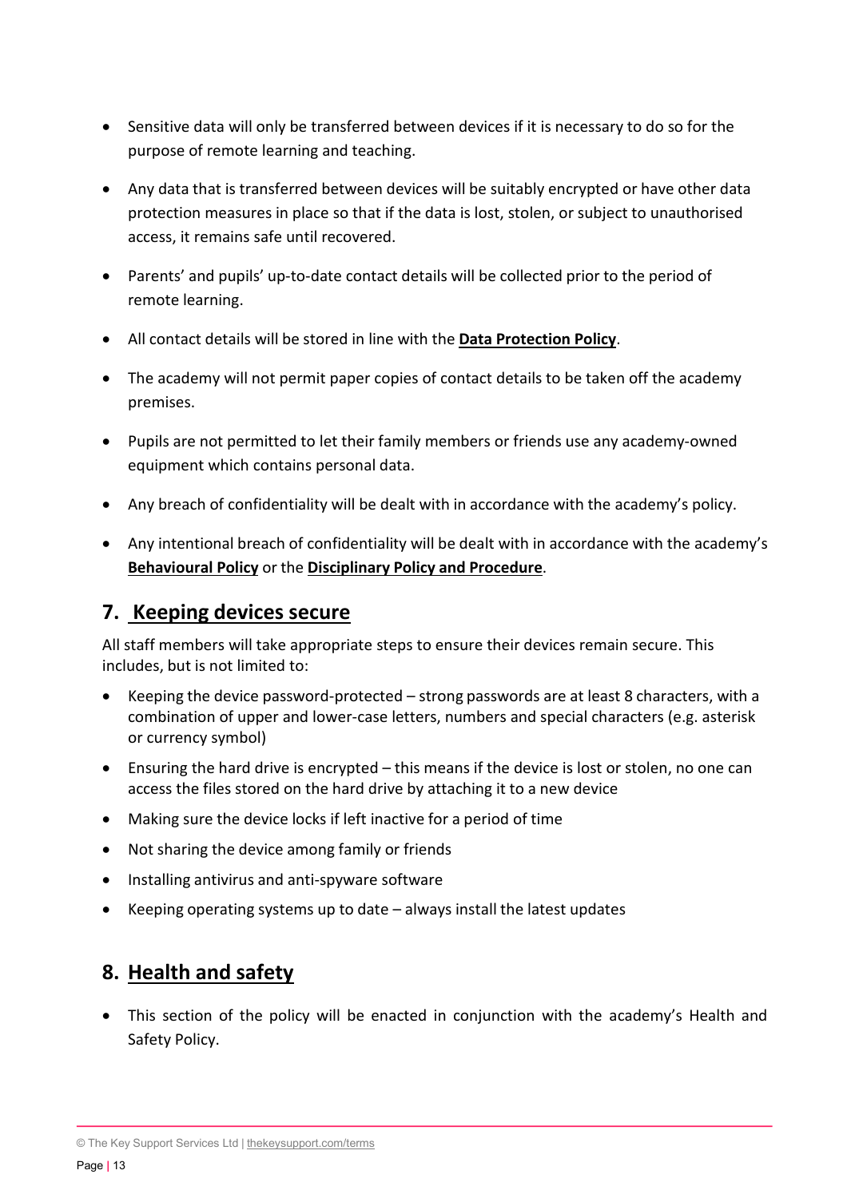- Sensitive data will only be transferred between devices if it is necessary to do so for the purpose of remote learning and teaching.

- Any data that is transferred between devices will be suitably encrypted or have other data protection measures in place so that if the data is lost, stolen, or subject to unauthorised access, it remains safe until recovered.

- Parents' and pupils' up-to-date contact details will be collected prior to the period of remote learning.

- All contact details will be stored in line with the **Data Protection Policy**.

- The academy will not permit paper copies of contact details to be taken off the academy premises.

- Pupils are not permitted to let their family members or friends use any academy-owned equipment which contains personal data.

- Any breach of confidentiality will be dealt with in accordance with the academy's policy.

- Any intentional breach of confidentiality will be dealt with in accordance with the academy's **Behavioural Policy** or the **Disciplinary Policy and Procedure**.

## 7. Keeping devices secure

All staff members will take appropriate steps to ensure their devices remain secure. This includes, but is not limited to:

- Keeping the device password-protected – strong passwords are at least 8 characters, with a combination of upper and lower-case letters, numbers and special characters (e.g. asterisk or currency symbol)
- Ensuring the hard drive is encrypted – this means if the device is lost or stolen, no one can access the files stored on the hard drive by attaching it to a new device
- Making sure the device locks if left inactive for a period of time
- Not sharing the device among family or friends
- Installing antivirus and anti-spyware software
- Keeping operating systems up to date – always install the latest updates

## 8. Health and safety

- This section of the policy will be enacted in conjunction with the academy's Health and Safety Policy.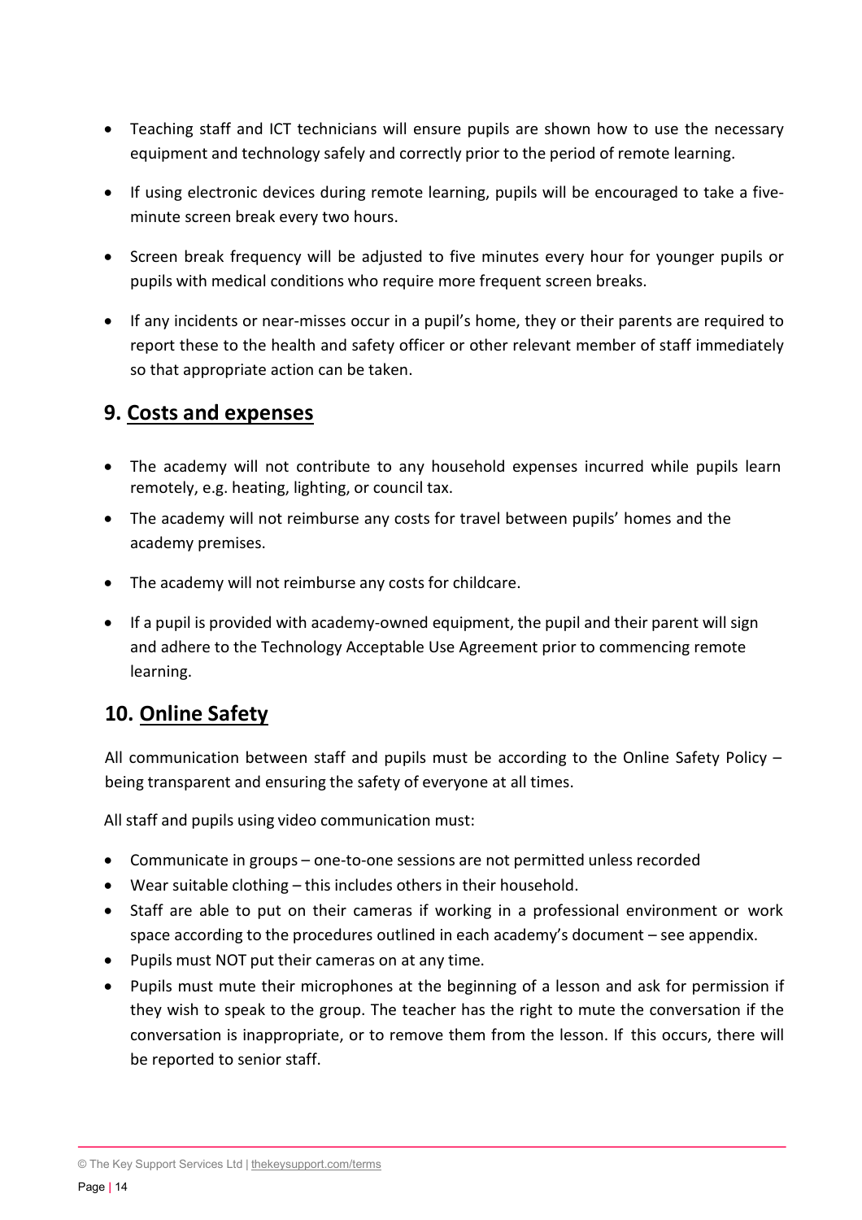- Teaching staff and ICT technicians will ensure pupils are shown how to use the necessary equipment and technology safely and correctly prior to the period of remote learning.
- If using electronic devices during remote learning, pupils will be encouraged to take a five-minute screen break every two hours.
- Screen break frequency will be adjusted to five minutes every hour for younger pupils or pupils with medical conditions who require more frequent screen breaks.
- If any incidents or near-misses occur in a pupil's home, they or their parents are required to report these to the health and safety officer or other relevant member of staff immediately so that appropriate action can be taken.

## 9. Costs and expenses

- The academy will not contribute to any household expenses incurred while pupils learn remotely, e.g. heating, lighting, or council tax.
- The academy will not reimburse any costs for travel between pupils' homes and the academy premises.
- The academy will not reimburse any costs for childcare.
- If a pupil is provided with academy-owned equipment, the pupil and their parent will sign and adhere to the Technology Acceptable Use Agreement prior to commencing remote learning.

## 10. Online Safety

All communication between staff and pupils must be according to the Online Safety Policy – being transparent and ensuring the safety of everyone at all times.

All staff and pupils using video communication must:

- Communicate in groups – one-to-one sessions are not permitted unless recorded
- Wear suitable clothing – this includes others in their household.
- Staff are able to put on their cameras if working in a professional environment or work space according to the procedures outlined in each academy's document – see appendix.
- Pupils must NOT put their cameras on at any time.
- Pupils must mute their microphones at the beginning of a lesson and ask for permission if they wish to speak to the group. The teacher has the right to mute the conversation if the conversation is inappropriate, or to remove them from the lesson. If this occurs, there will be reported to senior staff.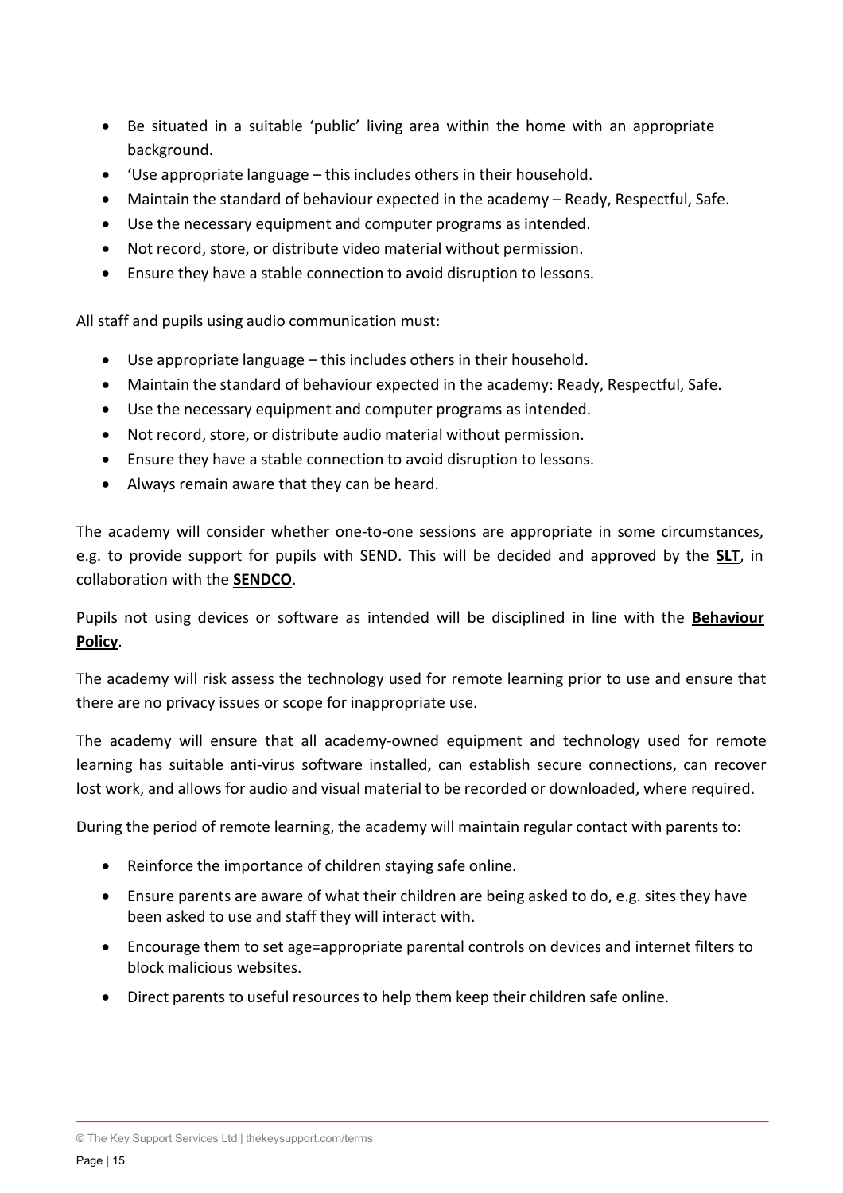- Be situated in a suitable 'public' living area within the home with an appropriate background.
- 'Use appropriate language – this includes others in their household.
- Maintain the standard of behaviour expected in the academy – Ready, Respectful, Safe.
- Use the necessary equipment and computer programs as intended.
- Not record, store, or distribute video material without permission.
- Ensure they have a stable connection to avoid disruption to lessons.

All staff and pupils using audio communication must:

- Use appropriate language – this includes others in their household.
- Maintain the standard of behaviour expected in the academy: Ready, Respectful, Safe.
- Use the necessary equipment and computer programs as intended.
- Not record, store, or distribute audio material without permission.
- Ensure they have a stable connection to avoid disruption to lessons.
- Always remain aware that they can be heard.

The academy will consider whether one-to-one sessions are appropriate in some circumstances, e.g. to provide support for pupils with SEND. This will be decided and approved by the **SLT**, in collaboration with the **SENDCO**.

Pupils not using devices or software as intended will be disciplined in line with the **Behaviour Policy**.

The academy will risk assess the technology used for remote learning prior to use and ensure that there are no privacy issues or scope for inappropriate use.

The academy will ensure that all academy-owned equipment and technology used for remote learning has suitable anti-virus software installed, can establish secure connections, can recover lost work, and allows for audio and visual material to be recorded or downloaded, where required.

During the period of remote learning, the academy will maintain regular contact with parents to:

- Reinforce the importance of children staying safe online.
- Ensure parents are aware of what their children are being asked to do, e.g. sites they have been asked to use and staff they will interact with.
- Encourage them to set age=appropriate parental controls on devices and internet filters to block malicious websites.
- Direct parents to useful resources to help them keep their children safe online.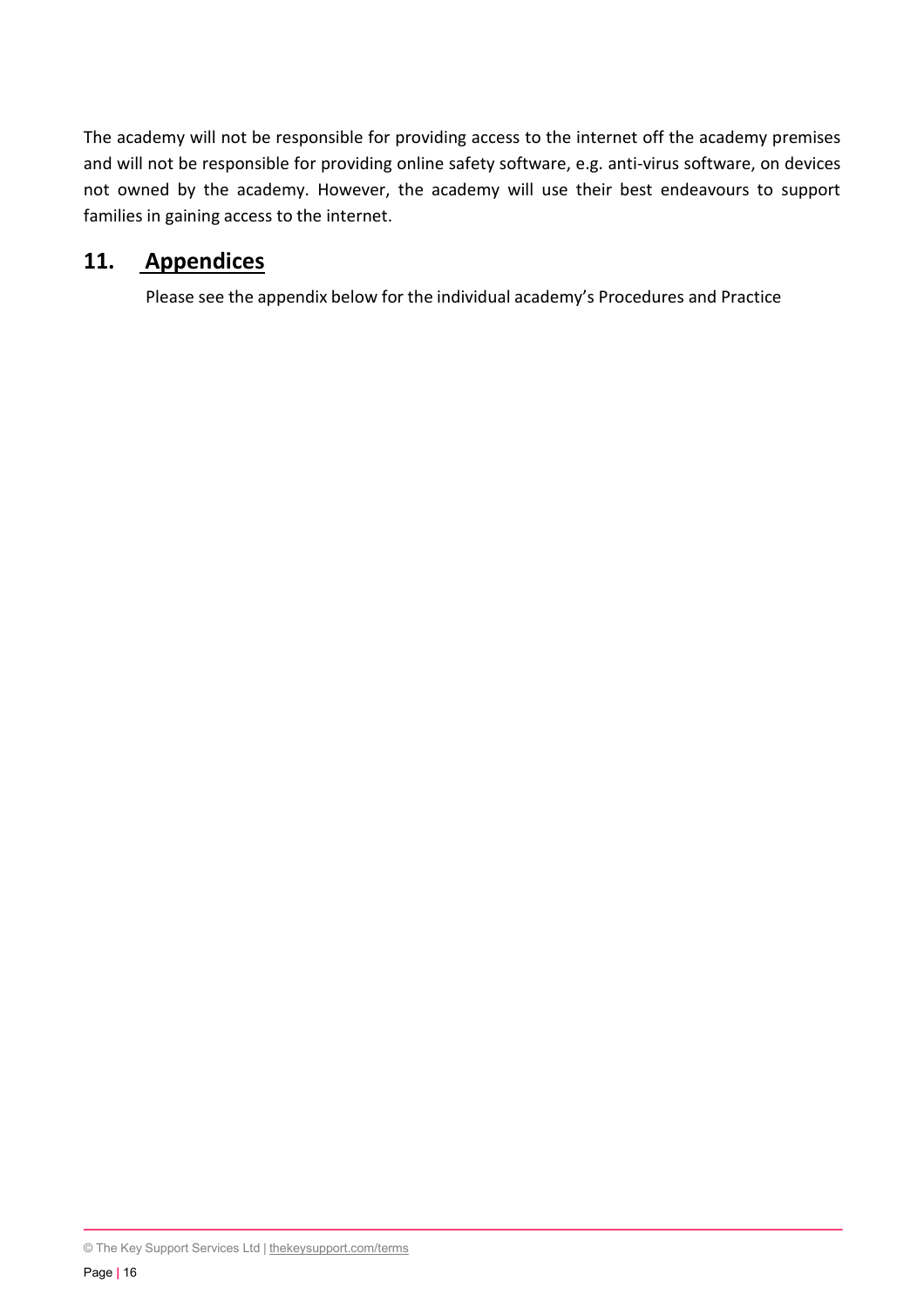The academy will not be responsible for providing access to the internet off the academy premises and will not be responsible for providing online safety software, e.g. anti-virus software, on devices not owned by the academy. However, the academy will use their best endeavours to support families in gaining access to the internet.

## 11. Appendices

Please see the appendix below for the individual academy's Procedures and Practice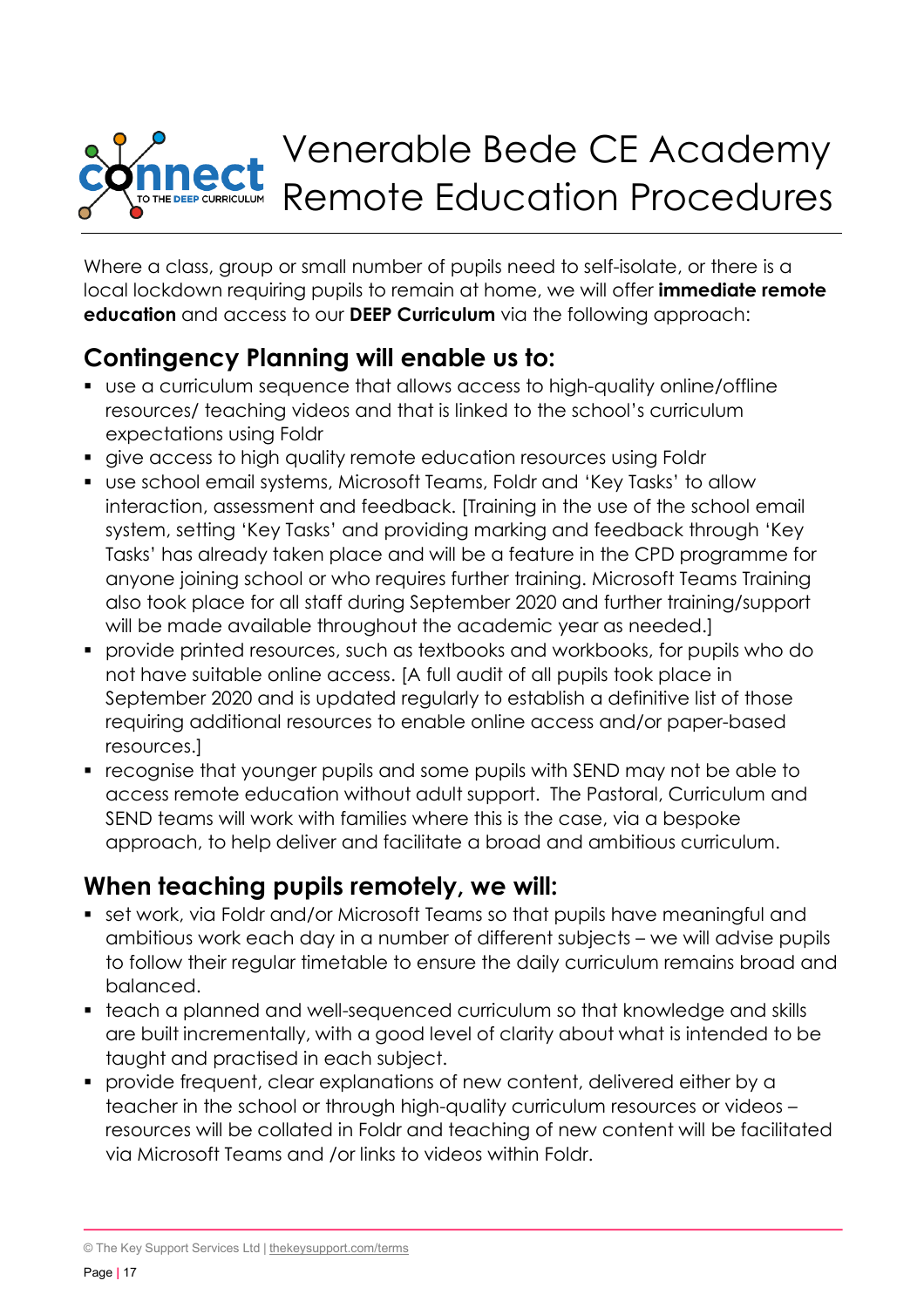# Venerable Bede CE Academy Remote Education Procedures

Where a class, group or small number of pupils need to self-isolate, or there is a local lockdown requiring pupils to remain at home, we will offer **immediate remote education** and access to our **DEEP Curriculum** via the following approach:

## Contingency Planning will enable us to:

- use a curriculum sequence that allows access to high-quality online/offline resources/ teaching videos and that is linked to the school's curriculum expectations using Foldr
- give access to high quality remote education resources using Foldr
- use school email systems, Microsoft Teams, Foldr and 'Key Tasks' to allow interaction, assessment and feedback. [Training in the use of the school email system, setting 'Key Tasks' and providing marking and feedback through 'Key Tasks' has already taken place and will be a feature in the CPD programme for anyone joining school or who requires further training. Microsoft Teams Training also took place for all staff during September 2020 and further training/support will be made available throughout the academic year as needed.]
- provide printed resources, such as textbooks and workbooks, for pupils who do not have suitable online access. [A full audit of all pupils took place in September 2020 and is updated regularly to establish a definitive list of those requiring additional resources to enable online access and/or paper-based resources.]
- recognise that younger pupils and some pupils with SEND may not be able to access remote education without adult support. The Pastoral, Curriculum and SEND teams will work with families where this is the case, via a bespoke approach, to help deliver and facilitate a broad and ambitious curriculum.

## When teaching pupils remotely, we will:

- set work, via Foldr and/or Microsoft Teams so that pupils have meaningful and ambitious work each day in a number of different subjects – we will advise pupils to follow their regular timetable to ensure the daily curriculum remains broad and balanced.
- teach a planned and well-sequenced curriculum so that knowledge and skills are built incrementally, with a good level of clarity about what is intended to be taught and practised in each subject.
- provide frequent, clear explanations of new content, delivered either by a teacher in the school or through high-quality curriculum resources or videos – resources will be collated in Foldr and teaching of new content will be facilitated via Microsoft Teams and /or links to videos within Foldr.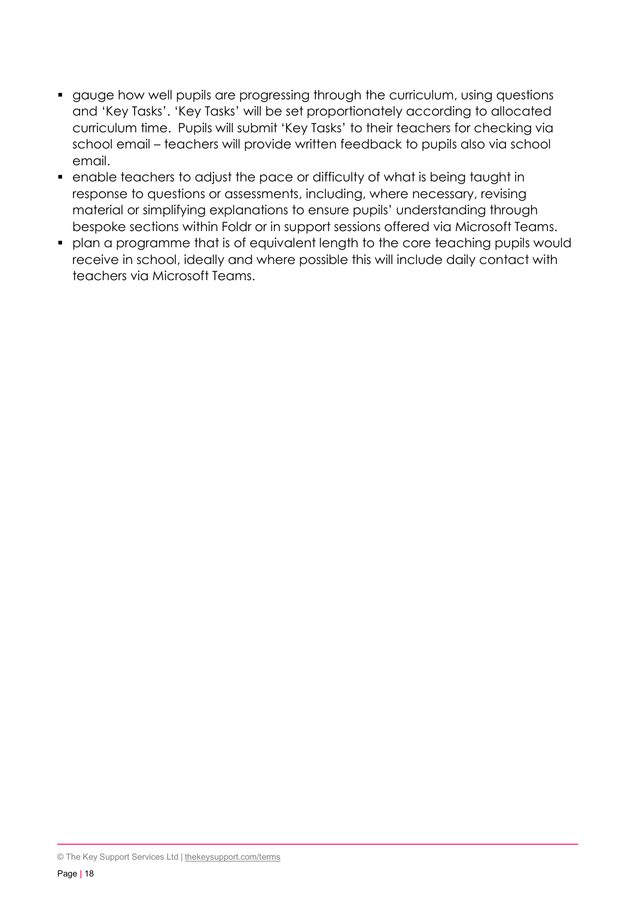- gauge how well pupils are progressing through the curriculum, using questions and 'Key Tasks'. 'Key Tasks' will be set proportionately according to allocated curriculum time. Pupils will submit 'Key Tasks' to their teachers for checking via school email – teachers will provide written feedback to pupils also via school email.
- enable teachers to adjust the pace or difficulty of what is being taught in response to questions or assessments, including, where necessary, revising material or simplifying explanations to ensure pupils' understanding through bespoke sections within Foldr or in support sessions offered via Microsoft Teams.
- plan a programme that is of equivalent length to the core teaching pupils would receive in school, ideally and where possible this will include daily contact with teachers via Microsoft Teams.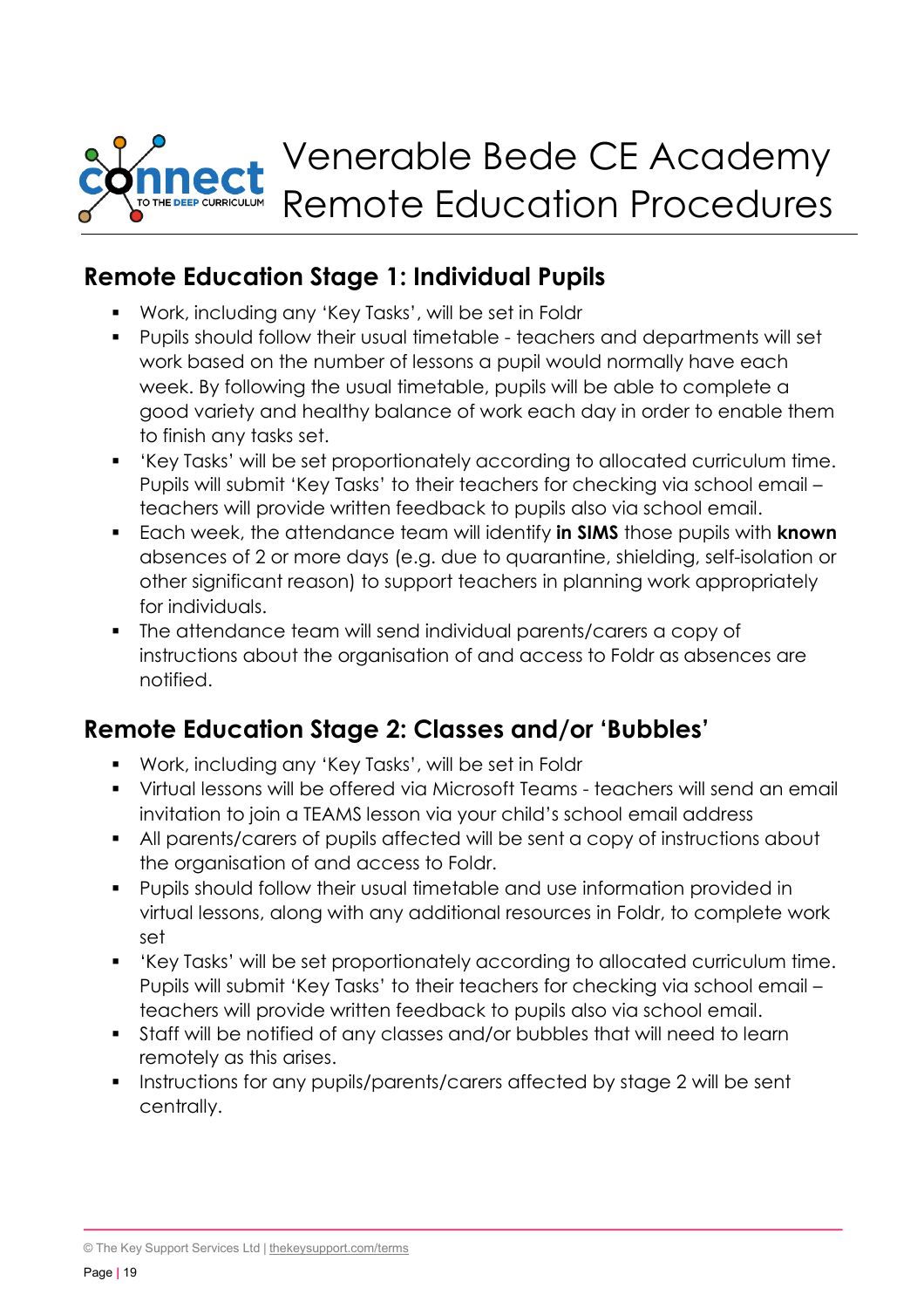# Venerable Bede CE Academy Remote Education Procedures

## Remote Education Stage 1: Individual Pupils

- Work, including any 'Key Tasks', will be set in Foldr
- Pupils should follow their usual timetable - teachers and departments will set work based on the number of lessons a pupil would normally have each week. By following the usual timetable, pupils will be able to complete a good variety and healthy balance of work each day in order to enable them to finish any tasks set.
- 'Key Tasks' will be set proportionately according to allocated curriculum time. Pupils will submit 'Key Tasks' to their teachers for checking via school email – teachers will provide written feedback to pupils also via school email.
- Each week, the attendance team will identify **in SIMS** those pupils with **known** absences of 2 or more days (e.g. due to quarantine, shielding, self-isolation or other significant reason) to support teachers in planning work appropriately for individuals.
- The attendance team will send individual parents/carers a copy of instructions about the organisation of and access to Foldr as absences are notified.

## Remote Education Stage 2: Classes and/or 'Bubbles'

- Work, including any 'Key Tasks', will be set in Foldr
- Virtual lessons will be offered via Microsoft Teams - teachers will send an email invitation to join a TEAMS lesson via your child's school email address
- All parents/carers of pupils affected will be sent a copy of instructions about the organisation of and access to Foldr.
- Pupils should follow their usual timetable and use information provided in virtual lessons, along with any additional resources in Foldr, to complete work set
- 'Key Tasks' will be set proportionately according to allocated curriculum time. Pupils will submit 'Key Tasks' to their teachers for checking via school email – teachers will provide written feedback to pupils also via school email.
- Staff will be notified of any classes and/or bubbles that will need to learn remotely as this arises.
- Instructions for any pupils/parents/carers affected by stage 2 will be sent centrally.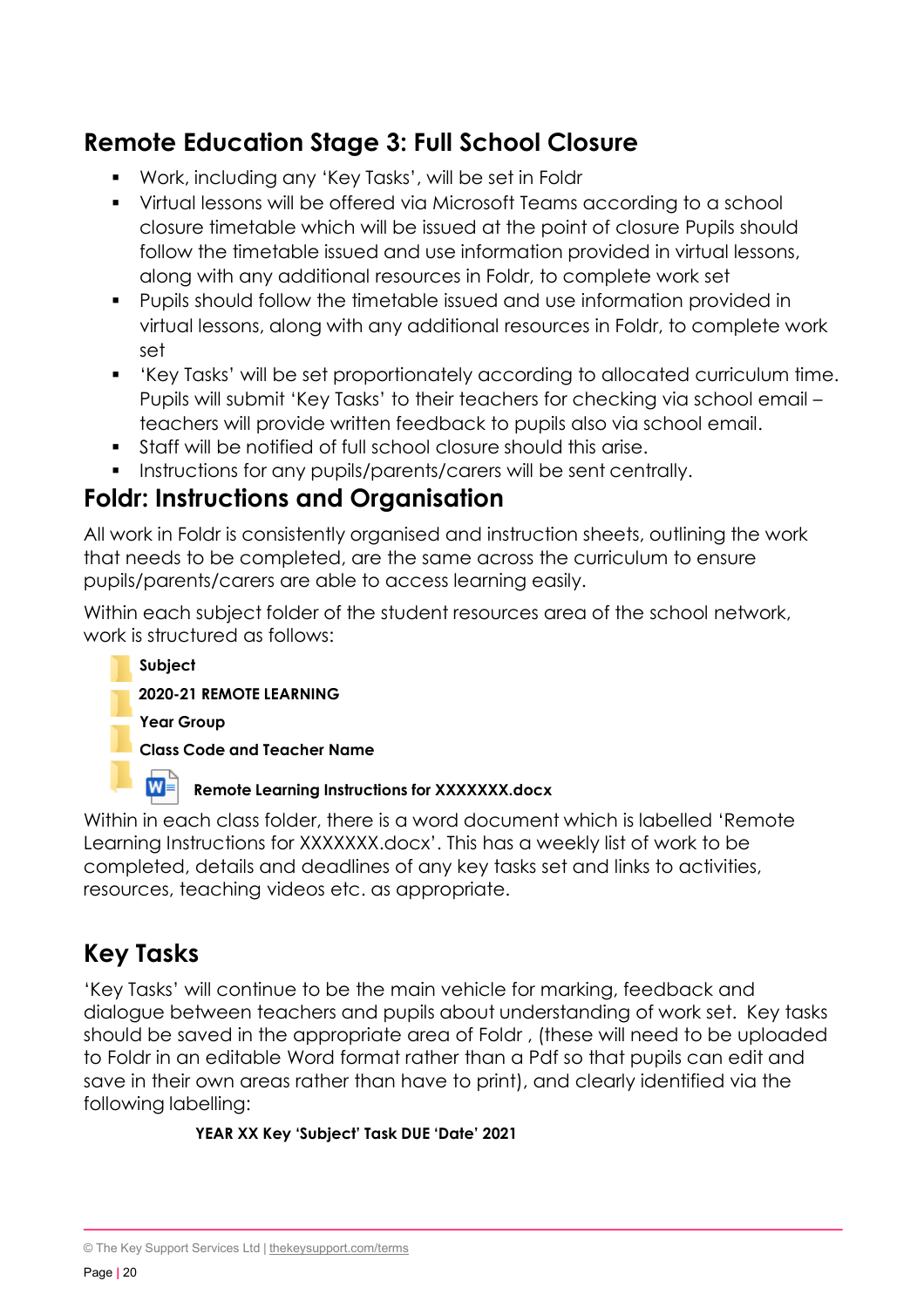## Remote Education Stage 3: Full School Closure

- Work, including any 'Key Tasks', will be set in Foldr
- Virtual lessons will be offered via Microsoft Teams according to a school closure timetable which will be issued at the point of closure Pupils should follow the timetable issued and use information provided in virtual lessons, along with any additional resources in Foldr, to complete work set
- Pupils should follow the timetable issued and use information provided in virtual lessons, along with any additional resources in Foldr, to complete work set
- 'Key Tasks' will be set proportionately according to allocated curriculum time. Pupils will submit 'Key Tasks' to their teachers for checking via school email – teachers will provide written feedback to pupils also via school email.
- Staff will be notified of full school closure should this arise.
- Instructions for any pupils/parents/carers will be sent centrally.

## Foldr: Instructions and Organisation

All work in Foldr is consistently organised and instruction sheets, outlining the work that needs to be completed, are the same across the curriculum to ensure pupils/parents/carers are able to access learning easily.

Within each subject folder of the student resources area of the school network, work is structured as follows:

- **Subject**
- **2020-21 REMOTE LEARNING**
- **Year Group**
- **Class Code and Teacher Name**
- **Remote Learning Instructions for XXXXXXX.docx**

Within in each class folder, there is a word document which is labelled 'Remote Learning Instructions for XXXXXXX.docx'. This has a weekly list of work to be completed, details and deadlines of any key tasks set and links to activities, resources, teaching videos etc. as appropriate.

## Key Tasks

'Key Tasks' will continue to be the main vehicle for marking, feedback and dialogue between teachers and pupils about understanding of work set. Key tasks should be saved in the appropriate area of Foldr , (these will need to be uploaded to Foldr in an editable Word format rather than a Pdf so that pupils can edit and save in their own areas rather than have to print), and clearly identified via the following labelling:

**YEAR XX Key 'Subject' Task DUE 'Date' 2021**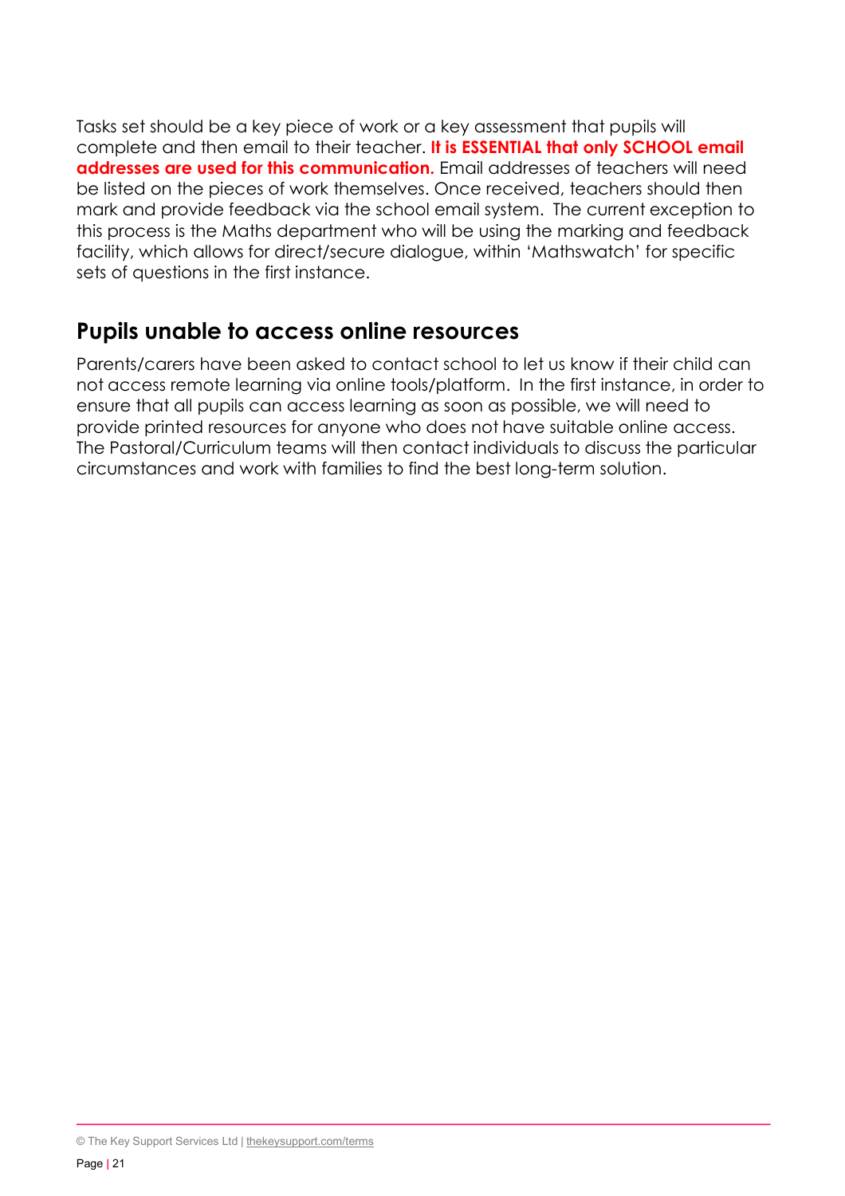Tasks set should be a key piece of work or a key assessment that pupils will complete and then email to their teacher. **It is ESSENTIAL that only SCHOOL email addresses are used for this communication.** Email addresses of teachers will need be listed on the pieces of work themselves. Once received, teachers should then mark and provide feedback via the school email system. The current exception to this process is the Maths department who will be using the marking and feedback facility, which allows for direct/secure dialogue, within 'Mathswatch' for specific sets of questions in the first instance.

## Pupils unable to access online resources

Parents/carers have been asked to contact school to let us know if their child can not access remote learning via online tools/platform. In the first instance, in order to ensure that all pupils can access learning as soon as possible, we will need to provide printed resources for anyone who does not have suitable online access. The Pastoral/Curriculum teams will then contact individuals to discuss the particular circumstances and work with families to find the best long-term solution.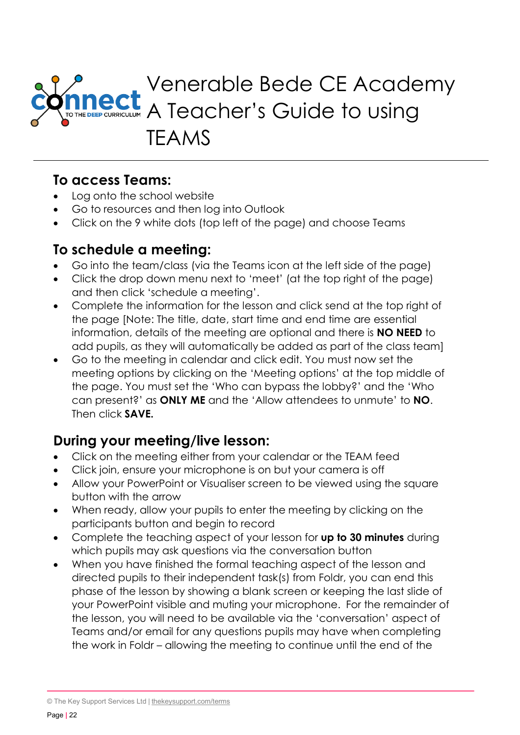# Venerable Bede CE Academy A Teacher's Guide to using TEAMS

## To access Teams:

- Log onto the school website
- Go to resources and then log into Outlook
- Click on the 9 white dots (top left of the page) and choose Teams

## To schedule a meeting:

- Go into the team/class (via the Teams icon at the left side of the page)
- Click the drop down menu next to 'meet' (at the top right of the page) and then click 'schedule a meeting'.
- Complete the information for the lesson and click send at the top right of the page [Note: The title, date, start time and end time are essential information, details of the meeting are optional and there is **NO NEED** to add pupils, as they will automatically be added as part of the class team]
- Go to the meeting in calendar and click edit. You must now set the meeting options by clicking on the 'Meeting options' at the top middle of the page. You must set the 'Who can bypass the lobby?' and the 'Who can present?' as **ONLY ME** and the 'Allow attendees to unmute' to **NO**. Then click **SAVE.**

## During your meeting/live lesson:

- Click on the meeting either from your calendar or the TEAM feed
- Click join, ensure your microphone is on but your camera is off
- Allow your PowerPoint or Visualiser screen to be viewed using the square button with the arrow
- When ready, allow your pupils to enter the meeting by clicking on the participants button and begin to record
- Complete the teaching aspect of your lesson for **up to 30 minutes** during which pupils may ask questions via the conversation button
- When you have finished the formal teaching aspect of the lesson and directed pupils to their independent task(s) from Foldr, you can end this phase of the lesson by showing a blank screen or keeping the last slide of your PowerPoint visible and muting your microphone. For the remainder of the lesson, you will need to be available via the 'conversation' aspect of Teams and/or email for any questions pupils may have when completing the work in Foldr – allowing the meeting to continue until the end of the

© The Key Support Services Ltd | thekeysupport.com/terms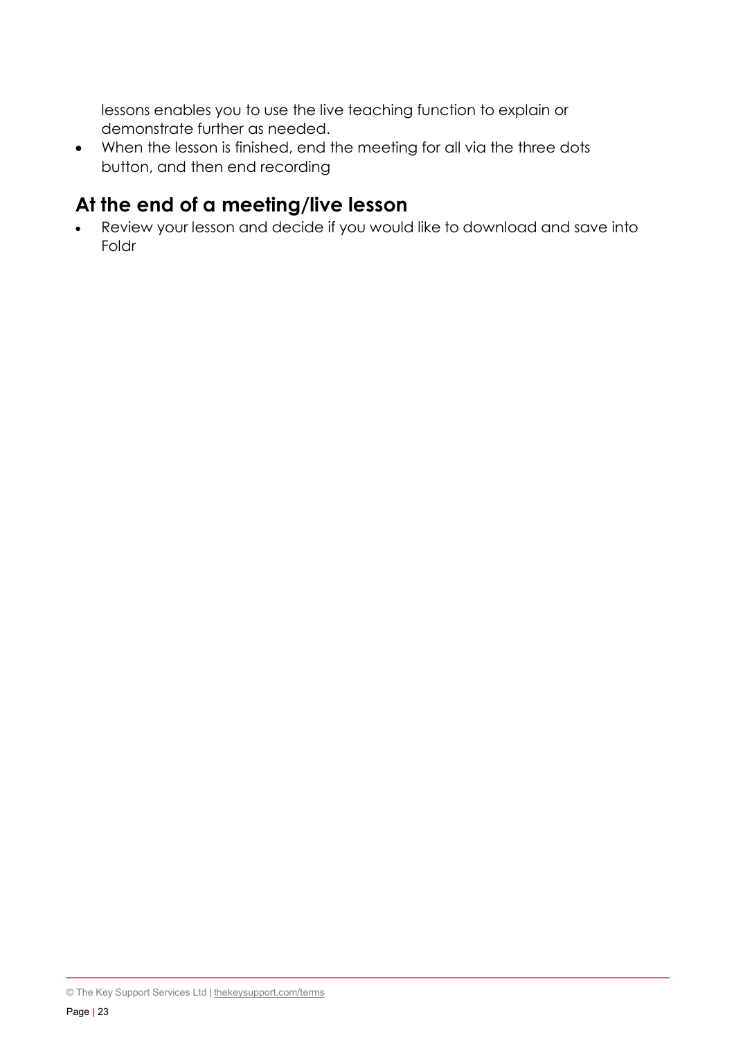lessons enables you to use the live teaching function to explain or demonstrate further as needed.

- When the lesson is finished, end the meeting for all via the three dots button, and then end recording

## At the end of a meeting/live lesson

- Review your lesson and decide if you would like to download and save into Foldr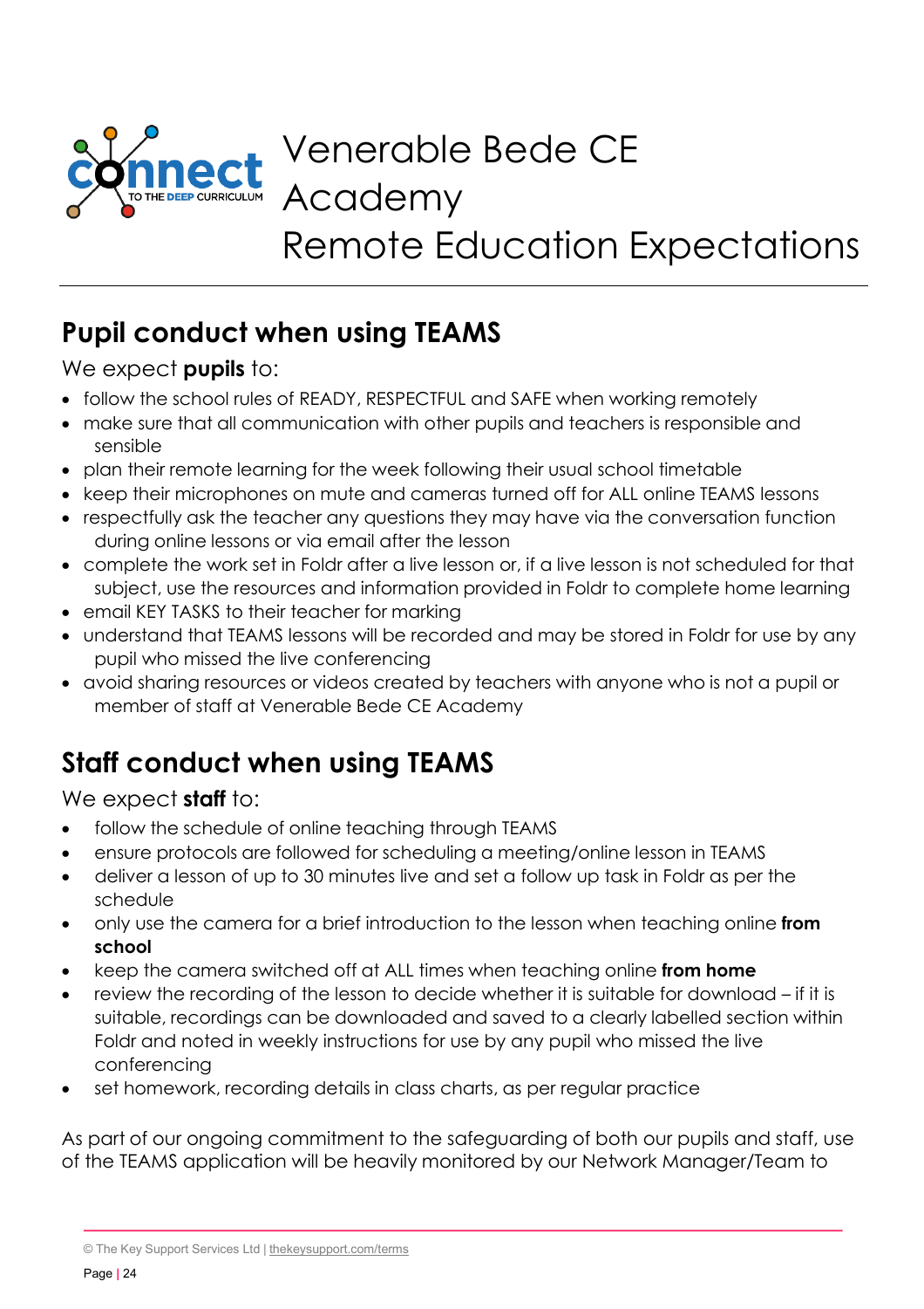# Venerable Bede CE Academy Remote Education Expectations

## Pupil conduct when using TEAMS

We expect **pupils** to:

- follow the school rules of READY, RESPECTFUL and SAFE when working remotely
- make sure that all communication with other pupils and teachers is responsible and sensible
- plan their remote learning for the week following their usual school timetable
- keep their microphones on mute and cameras turned off for ALL online TEAMS lessons
- respectfully ask the teacher any questions they may have via the conversation function during online lessons or via email after the lesson
- complete the work set in Foldr after a live lesson or, if a live lesson is not scheduled for that subject, use the resources and information provided in Foldr to complete home learning
- email KEY TASKS to their teacher for marking
- understand that TEAMS lessons will be recorded and may be stored in Foldr for use by any pupil who missed the live conferencing
- avoid sharing resources or videos created by teachers with anyone who is not a pupil or member of staff at Venerable Bede CE Academy

## Staff conduct when using TEAMS

We expect **staff** to:

- follow the schedule of online teaching through TEAMS
- ensure protocols are followed for scheduling a meeting/online lesson in TEAMS
- deliver a lesson of up to 30 minutes live and set a follow up task in Foldr as per the schedule
- only use the camera for a brief introduction to the lesson when teaching online **from school**
- keep the camera switched off at ALL times when teaching online **from home**
- review the recording of the lesson to decide whether it is suitable for download – if it is suitable, recordings can be downloaded and saved to a clearly labelled section within Foldr and noted in weekly instructions for use by any pupil who missed the live conferencing
- set homework, recording details in class charts, as per regular practice

As part of our ongoing commitment to the safeguarding of both our pupils and staff, use of the TEAMS application will be heavily monitored by our Network Manager/Team to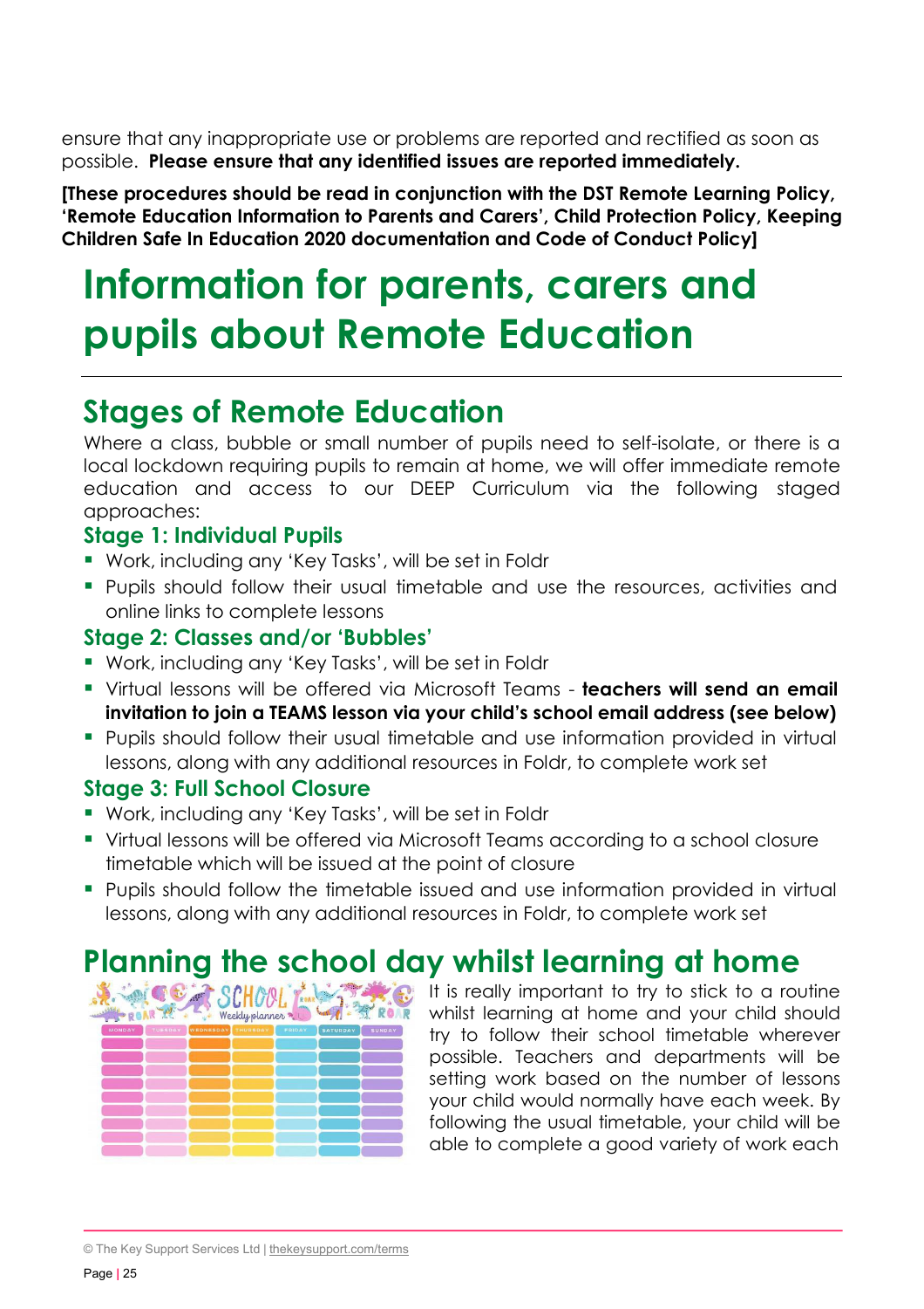ensure that any inappropriate use or problems are reported and rectified as soon as possible. **Please ensure that any identified issues are reported immediately.**

**[These procedures should be read in conjunction with the DST Remote Learning Policy, 'Remote Education Information to Parents and Carers', Child Protection Policy, Keeping Children Safe In Education 2020 documentation and Code of Conduct Policy]**

# Information for parents, carers and pupils about Remote Education

## Stages of Remote Education

Where a class, bubble or small number of pupils need to self-isolate, or there is a local lockdown requiring pupils to remain at home, we will offer immediate remote education and access to our DEEP Curriculum via the following staged approaches:

### Stage 1: Individual Pupils

- Work, including any 'Key Tasks', will be set in Foldr
- Pupils should follow their usual timetable and use the resources, activities and online links to complete lessons

### Stage 2: Classes and/or 'Bubbles'

- Work, including any 'Key Tasks', will be set in Foldr
- Virtual lessons will be offered via Microsoft Teams - **teachers will send an email invitation to join a TEAMS lesson via your child's school email address (see below)**
- Pupils should follow their usual timetable and use information provided in virtual lessons, along with any additional resources in Foldr, to complete work set

### Stage 3: Full School Closure

- Work, including any 'Key Tasks', will be set in Foldr
- Virtual lessons will be offered via Microsoft Teams according to a school closure timetable which will be issued at the point of closure
- Pupils should follow the timetable issued and use information provided in virtual lessons, along with any additional resources in Foldr, to complete work set

## Planning the school day whilst learning at home

It is really important to try to stick to a routine whilst learning at home and your child should try to follow their school timetable wherever possible. Teachers and departments will be setting work based on the number of lessons your child would normally have each week. By following the usual timetable, your child will be able to complete a good variety of work each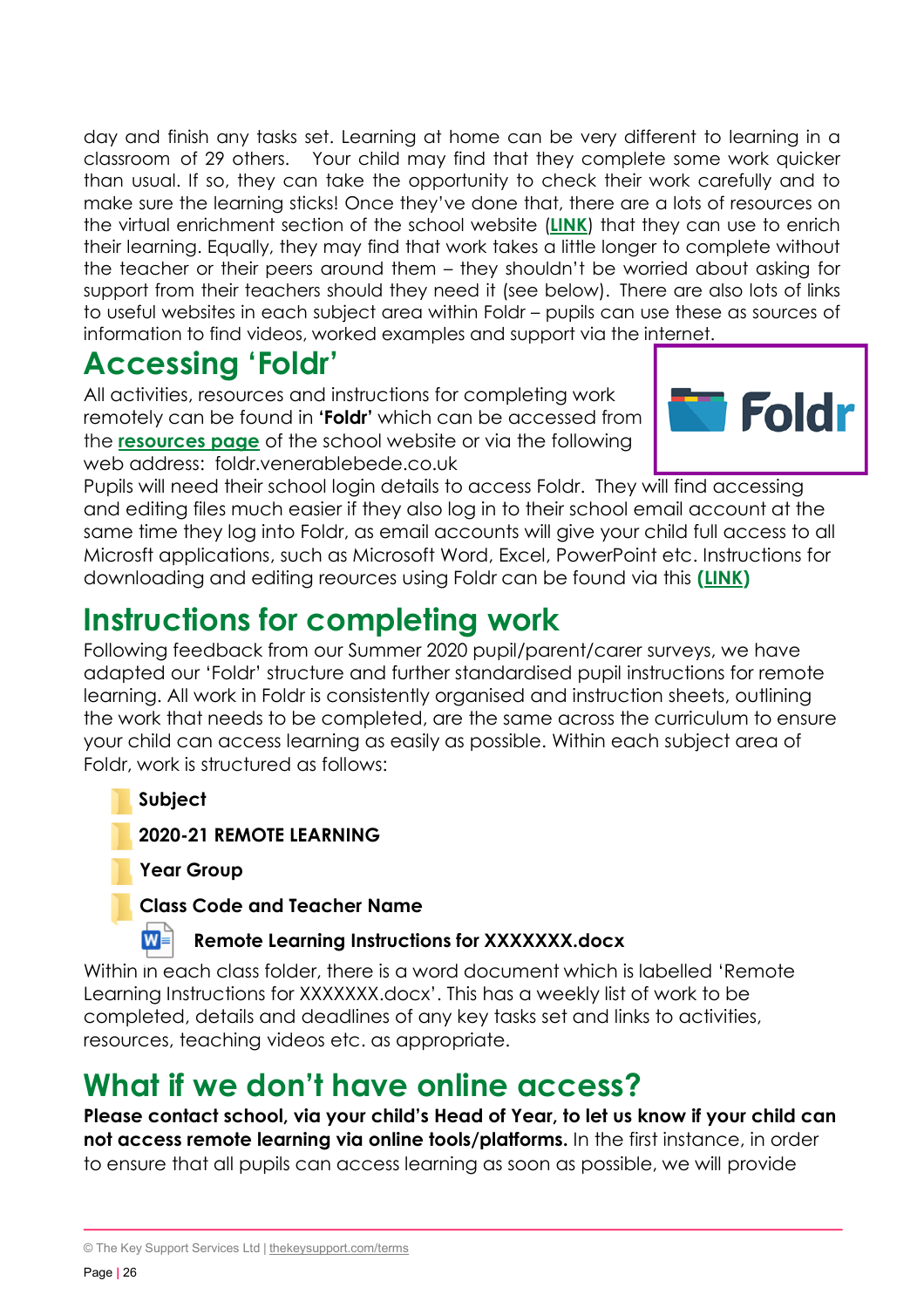day and finish any tasks set. Learning at home can be very different to learning in a classroom of 29 others. Your child may find that they complete some work quicker than usual. If so, they can take the opportunity to check their work carefully and to make sure the learning sticks! Once they've done that, there are a lots of resources on the virtual enrichment section of the school website (**LINK**) that they can use to enrich their learning. Equally, they may find that work takes a little longer to complete without the teacher or their peers around them – they shouldn't be worried about asking for support from their teachers should they need it (see below). There are also lots of links to useful websites in each subject area within Foldr – pupils can use these as sources of information to find videos, worked examples and support via the internet.

## Accessing 'Foldr'

All activities, resources and instructions for completing work remotely can be found in **'Foldr'** which can be accessed from the **resources page** of the school website or via the following web address: foldr.venerablebede.co.uk

Pupils will need their school login details to access Foldr. They will find accessing and editing files much easier if they also log in to their school email account at the same time they log into Foldr, as email accounts will give your child full access to all Microsft applications, such as Microsoft Word, Excel, PowerPoint etc. Instructions for downloading and editing reources using Foldr can be found via this **(LINK)**

## Instructions for completing work

Following feedback from our Summer 2020 pupil/parent/carer surveys, we have adapted our 'Foldr' structure and further standardised pupil instructions for remote learning. All work in Foldr is consistently organised and instruction sheets, outlining the work that needs to be completed, are the same across the curriculum to ensure your child can access learning as easily as possible. Within each subject area of Foldr, work is structured as follows:

- **Subject**
- **2020-21 REMOTE LEARNING**
- **Year Group**
- **Class Code and Teacher Name**
- **Remote Learning Instructions for XXXXXXX.docx**

Within in each class folder, there is a word document which is labelled 'Remote Learning Instructions for XXXXXXX.docx'. This has a weekly list of work to be completed, details and deadlines of any key tasks set and links to activities, resources, teaching videos etc. as appropriate.

## What if we don't have online access?

**Please contact school, via your child's Head of Year, to let us know if your child can not access remote learning via online tools/platforms.** In the first instance, in order to ensure that all pupils can access learning as soon as possible, we will provide

© The Key Support Services Ltd | thekeysupport.com/terms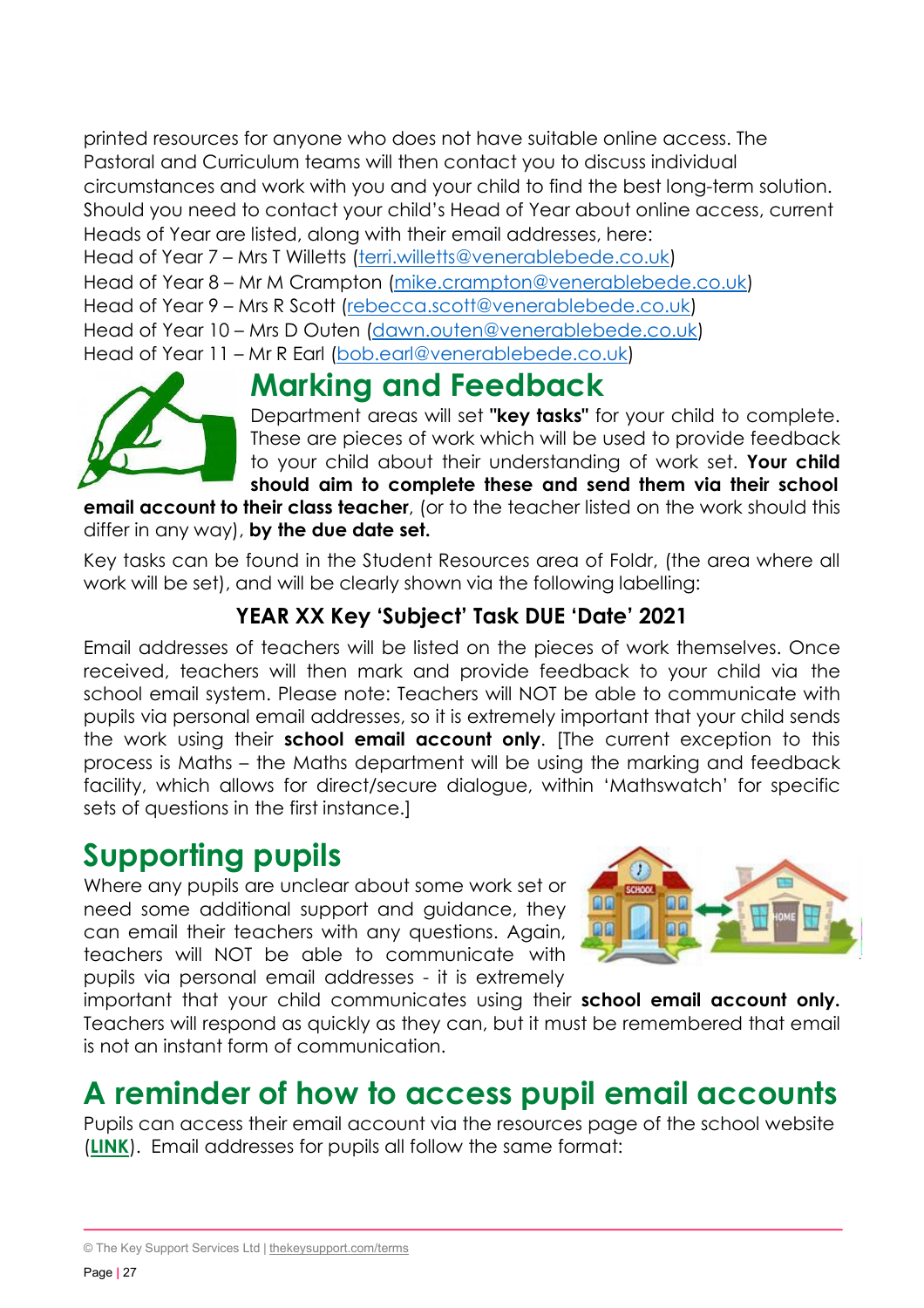printed resources for anyone who does not have suitable online access. The Pastoral and Curriculum teams will then contact you to discuss individual circumstances and work with you and your child to find the best long-term solution. Should you need to contact your child's Head of Year about online access, current Heads of Year are listed, along with their email addresses, here:

Head of Year 7 – Mrs T Willetts (terri.willetts@venerablebede.co.uk)
Head of Year 8 – Mr M Crampton (mike.crampton@venerablebede.co.uk)
Head of Year 9 – Mrs R Scott (rebecca.scott@venerablebede.co.uk)
Head of Year 10 – Mrs D Outen (dawn.outen@venerablebede.co.uk)
Head of Year 11 – Mr R Earl (bob.earl@venerablebede.co.uk)

## Marking and Feedback

Department areas will set **"key tasks"** for your child to complete. These are pieces of work which will be used to provide feedback to your child about their understanding of work set. **Your child should aim to complete these and send them via their school email account to their class teacher**, (or to the teacher listed on the work should this differ in any way), **by the due date set.**

Key tasks can be found in the Student Resources area of Foldr, (the area where all work will be set), and will be clearly shown via the following labelling:

**YEAR XX Key 'Subject' Task DUE 'Date' 2021**

Email addresses of teachers will be listed on the pieces of work themselves. Once received, teachers will then mark and provide feedback to your child via the school email system. Please note: Teachers will NOT be able to communicate with pupils via personal email addresses, so it is extremely important that your child sends the work using their **school email account only**. [The current exception to this process is Maths – the Maths department will be using the marking and feedback facility, which allows for direct/secure dialogue, within 'Mathswatch' for specific sets of questions in the first instance.]

## Supporting pupils

Where any pupils are unclear about some work set or need some additional support and guidance, they can email their teachers with any questions. Again, teachers will NOT be able to communicate with pupils via personal email addresses - it is extremely important that your child communicates using their **school email account only.** Teachers will respond as quickly as they can, but it must be remembered that email is not an instant form of communication.

## A reminder of how to access pupil email accounts

Pupils can access their email account via the resources page of the school website (**LINK**). Email addresses for pupils all follow the same format: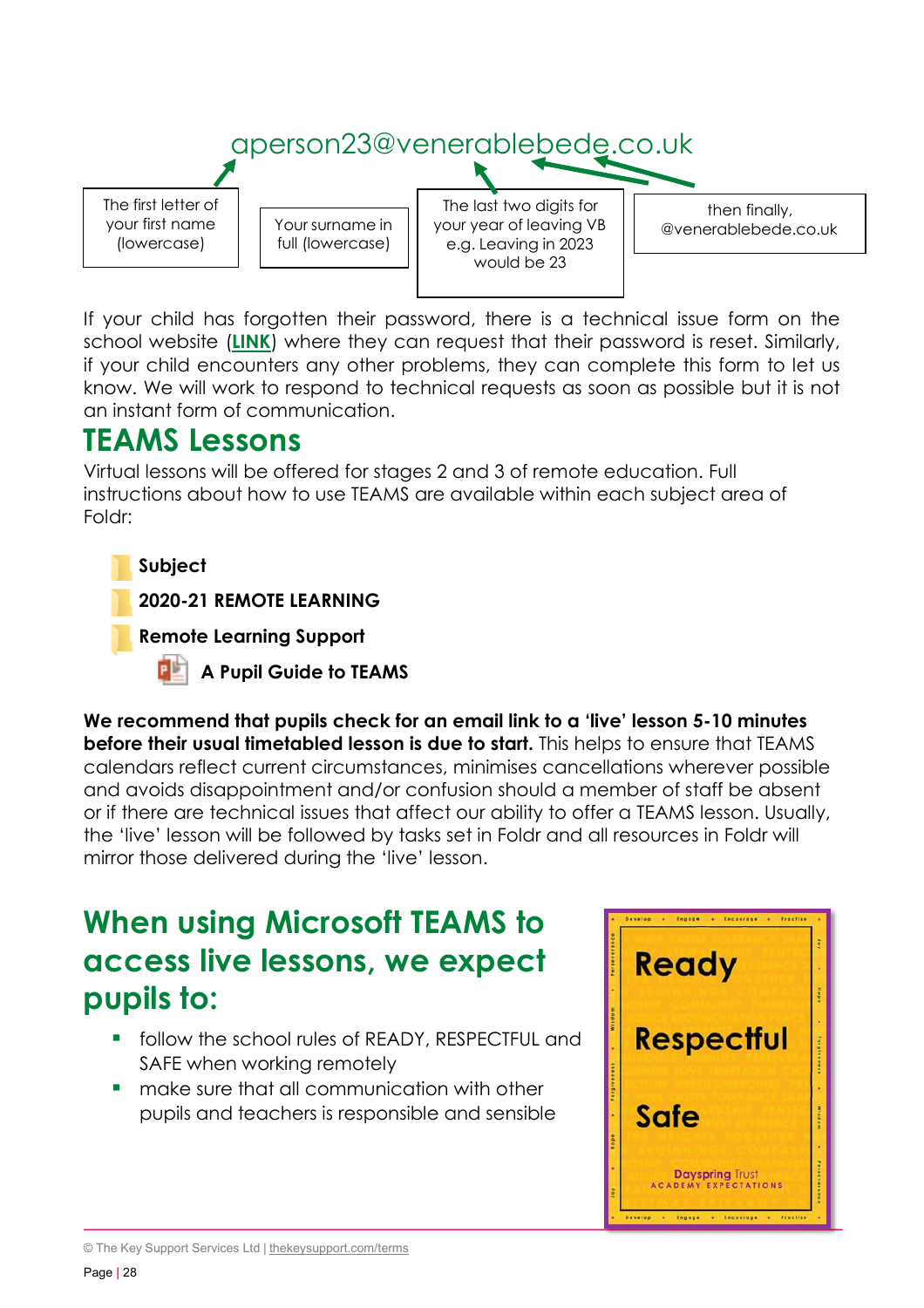aperson23@venerablebede.co.uk

| The first letter of your first name (lowercase) | Your surname in full (lowercase) | The last two digits for your year of leaving VB e.g. Leaving in 2023 would be 23 | then finally, @venerablebede.co.uk |
|---|---|---|---|

If your child has forgotten their password, there is a technical issue form on the school website (**LINK**) where they can request that their password is reset. Similarly, if your child encounters any other problems, they can complete this form to let us know. We will work to respond to technical requests as soon as possible but it is not an instant form of communication.

## TEAMS Lessons

Virtual lessons will be offered for stages 2 and 3 of remote education. Full instructions about how to use TEAMS are available within each subject area of Foldr:

- **Subject**
- **2020-21 REMOTE LEARNING**
- **Remote Learning Support**
  - **A Pupil Guide to TEAMS**

**We recommend that pupils check for an email link to a 'live' lesson 5-10 minutes before their usual timetabled lesson is due to start.** This helps to ensure that TEAMS calendars reflect current circumstances, minimises cancellations wherever possible and avoids disappointment and/or confusion should a member of staff be absent or if there are technical issues that affect our ability to offer a TEAMS lesson. Usually, the 'live' lesson will be followed by tasks set in Foldr and all resources in Foldr will mirror those delivered during the 'live' lesson.

## When using Microsoft TEAMS to access live lessons, we expect pupils to:

- follow the school rules of READY, RESPECTFUL and SAFE when working remotely
- make sure that all communication with other pupils and teachers is responsible and sensible

**Ready**

**Respectful**

**Safe**

Dayspring Trust
ACADEMY EXPECTATIONS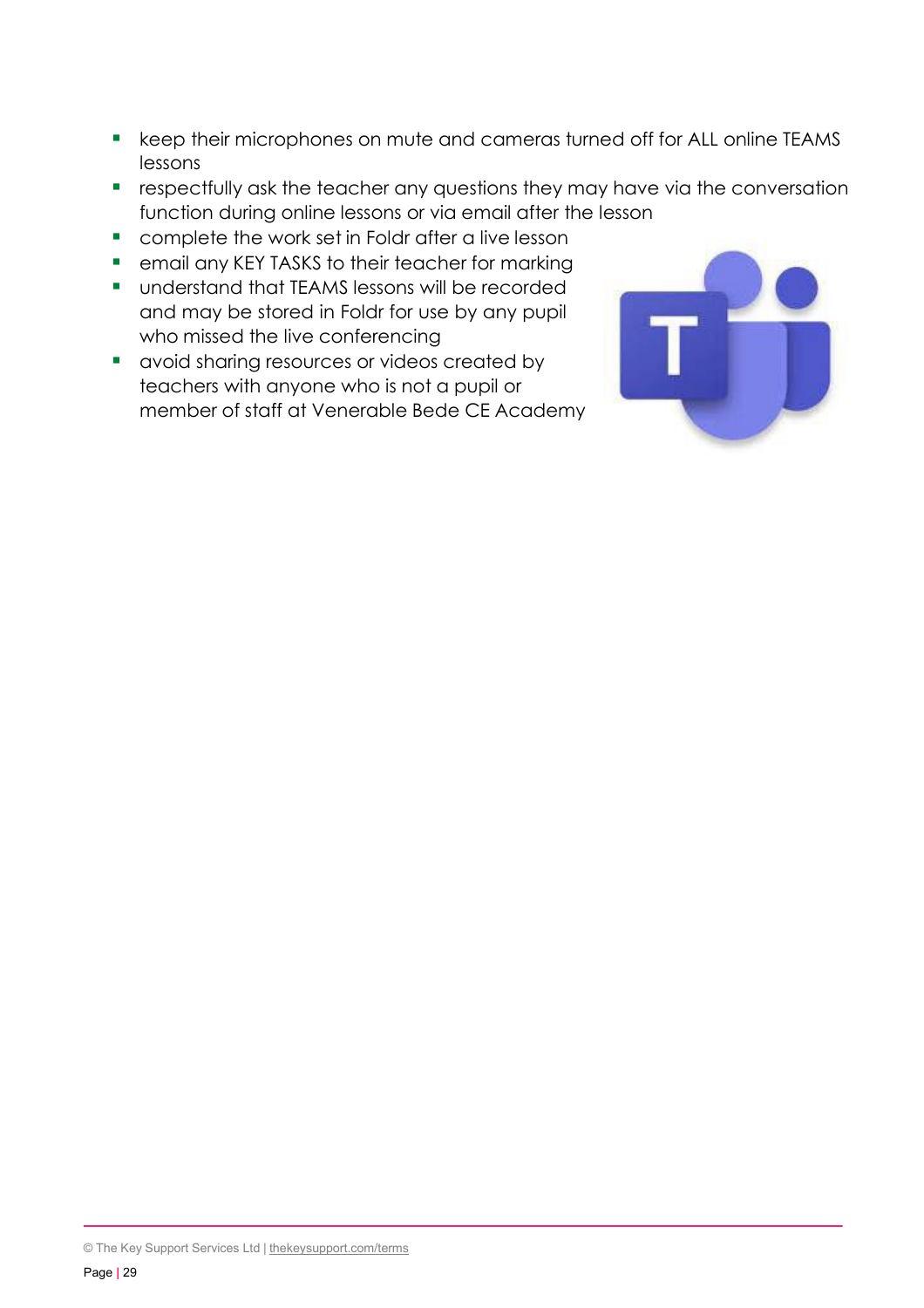- keep their microphones on mute and cameras turned off for ALL online TEAMS lessons
- respectfully ask the teacher any questions they may have via the conversation function during online lessons or via email after the lesson
- complete the work set in Foldr after a live lesson
- email any KEY TASKS to their teacher for marking
- understand that TEAMS lessons will be recorded and may be stored in Foldr for use by any pupil who missed the live conferencing
- avoid sharing resources or videos created by teachers with anyone who is not a pupil or member of staff at Venerable Bede CE Academy

© The Key Support Services Ltd | thekeysupport.com/terms